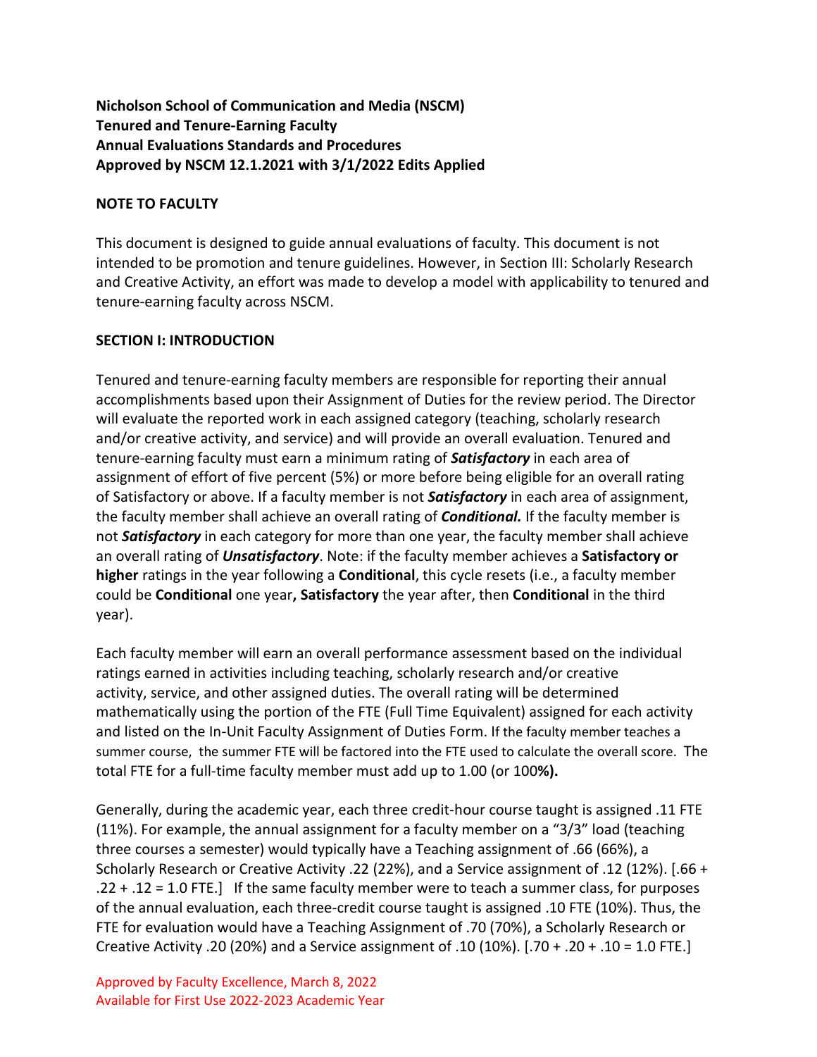**Nicholson School of Communication and Media (NSCM)**
**Tenured and Tenure-Earning Faculty**
**Annual Evaluations Standards and Procedures**
**Approved by NSCM 12.1.2021 with 3/1/2022 Edits Applied**

**NOTE TO FACULTY**

This document is designed to guide annual evaluations of faculty. This document is not intended to be promotion and tenure guidelines. However, in Section III: Scholarly Research and Creative Activity, an effort was made to develop a model with applicability to tenured and tenure-earning faculty across NSCM.

**SECTION I: INTRODUCTION**

Tenured and tenure-earning faculty members are responsible for reporting their annual accomplishments based upon their Assignment of Duties for the review period. The Director will evaluate the reported work in each assigned category (teaching, scholarly research and/or creative activity, and service) and will provide an overall evaluation. Tenured and tenure-earning faculty must earn a minimum rating of ***Satisfactory*** in each area of assignment of effort of five percent (5%) or more before being eligible for an overall rating of Satisfactory or above. If a faculty member is not ***Satisfactory*** in each area of assignment, the faculty member shall achieve an overall rating of ***Conditional.*** If the faculty member is not ***Satisfactory*** in each category for more than one year, the faculty member shall achieve an overall rating of ***Unsatisfactory***. Note: if the faculty member achieves a **Satisfactory or higher** ratings in the year following a **Conditional**, this cycle resets (i.e., a faculty member could be **Conditional** one year**, Satisfactory** the year after, then **Conditional** in the third year).

Each faculty member will earn an overall performance assessment based on the individual ratings earned in activities including teaching, scholarly research and/or creative activity, service, and other assigned duties. The overall rating will be determined mathematically using the portion of the FTE (Full Time Equivalent) assigned for each activity and listed on the In-Unit Faculty Assignment of Duties Form. If the faculty member teaches a summer course, the summer FTE will be factored into the FTE used to calculate the overall score. The total FTE for a full-time faculty member must add up to 1.00 (or 100**%).**

Generally, during the academic year, each three credit-hour course taught is assigned .11 FTE (11%). For example, the annual assignment for a faculty member on a "3/3" load (teaching three courses a semester) would typically have a Teaching assignment of .66 (66%), a Scholarly Research or Creative Activity .22 (22%), and a Service assignment of .12 (12%). [.66 + .22 + .12 = 1.0 FTE.] If the same faculty member were to teach a summer class, for purposes of the annual evaluation, each three-credit course taught is assigned .10 FTE (10%). Thus, the FTE for evaluation would have a Teaching Assignment of .70 (70%), a Scholarly Research or Creative Activity .20 (20%) and a Service assignment of .10 (10%). [.70 + .20 + .10 = 1.0 FTE.]

Approved by Faculty Excellence, March 8, 2022
Available for First Use 2022-2023 Academic Year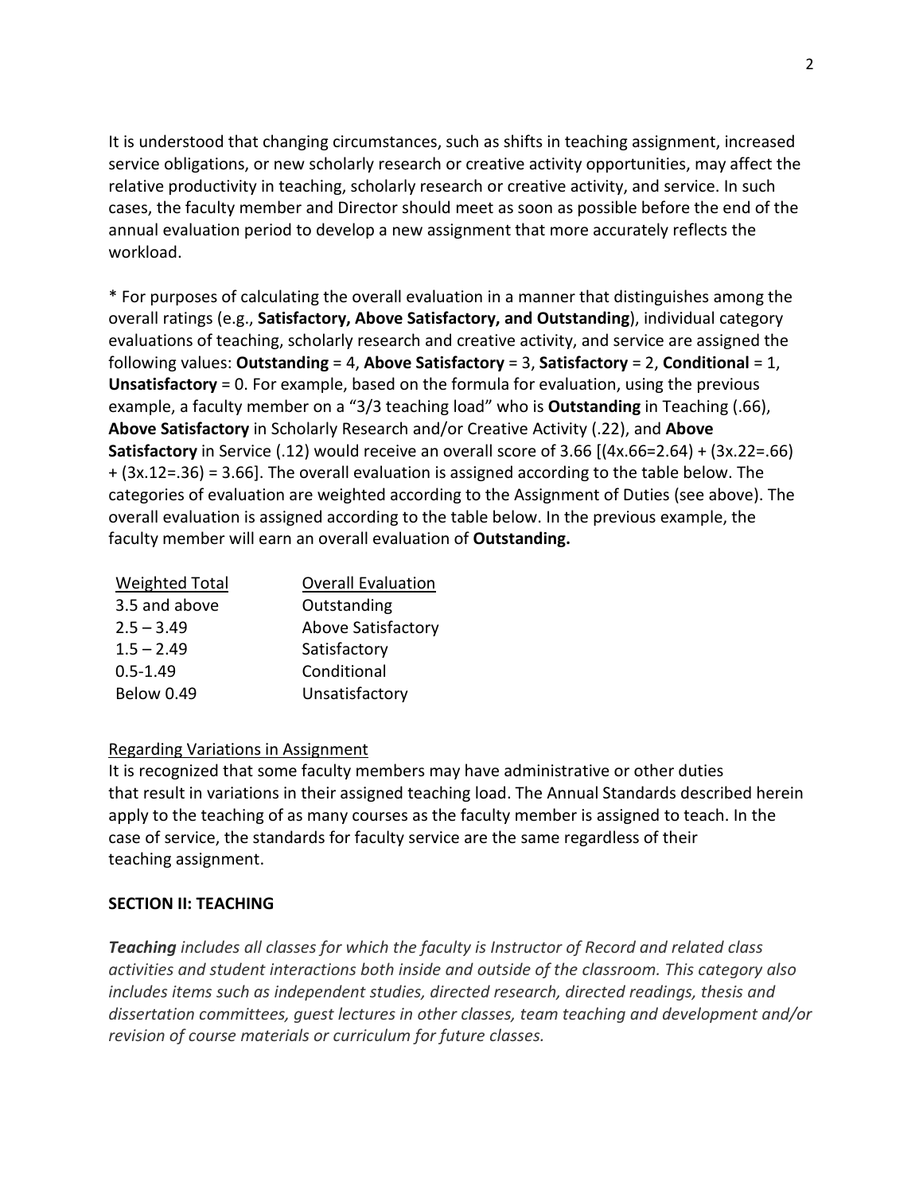It is understood that changing circumstances, such as shifts in teaching assignment, increased service obligations, or new scholarly research or creative activity opportunities, may affect the relative productivity in teaching, scholarly research or creative activity, and service. In such cases, the faculty member and Director should meet as soon as possible before the end of the annual evaluation period to develop a new assignment that more accurately reflects the workload.

* For purposes of calculating the overall evaluation in a manner that distinguishes among the overall ratings (e.g., **Satisfactory, Above Satisfactory, and Outstanding**), individual category evaluations of teaching, scholarly research and creative activity, and service are assigned the following values: **Outstanding** = 4, **Above Satisfactory** = 3, **Satisfactory** = 2, **Conditional** = 1, **Unsatisfactory** = 0. For example, based on the formula for evaluation, using the previous example, a faculty member on a "3/3 teaching load" who is **Outstanding** in Teaching (.66), **Above Satisfactory** in Scholarly Research and/or Creative Activity (.22), and **Above Satisfactory** in Service (.12) would receive an overall score of 3.66 [(4x.66=2.64) + (3x.22=.66) + (3x.12=.36) = 3.66]. The overall evaluation is assigned according to the table below. The categories of evaluation are weighted according to the Assignment of Duties (see above). The overall evaluation is assigned according to the table below. In the previous example, the faculty member will earn an overall evaluation of **Outstanding.**

| Weighted Total | Overall Evaluation |
|---|---|
| 3.5 and above | Outstanding |
| 2.5 – 3.49 | Above Satisfactory |
| 1.5 – 2.49 | Satisfactory |
| 0.5-1.49 | Conditional |
| Below 0.49 | Unsatisfactory |

Regarding Variations in Assignment

It is recognized that some faculty members may have administrative or other duties that result in variations in their assigned teaching load. The Annual Standards described herein apply to the teaching of as many courses as the faculty member is assigned to teach. In the case of service, the standards for faculty service are the same regardless of their teaching assignment.

## SECTION II: TEACHING

***Teaching*** *includes all classes for which the faculty is Instructor of Record and related class activities and student interactions both inside and outside of the classroom. This category also includes items such as independent studies, directed research, directed readings, thesis and dissertation committees, guest lectures in other classes, team teaching and development and/or revision of course materials or curriculum for future classes.*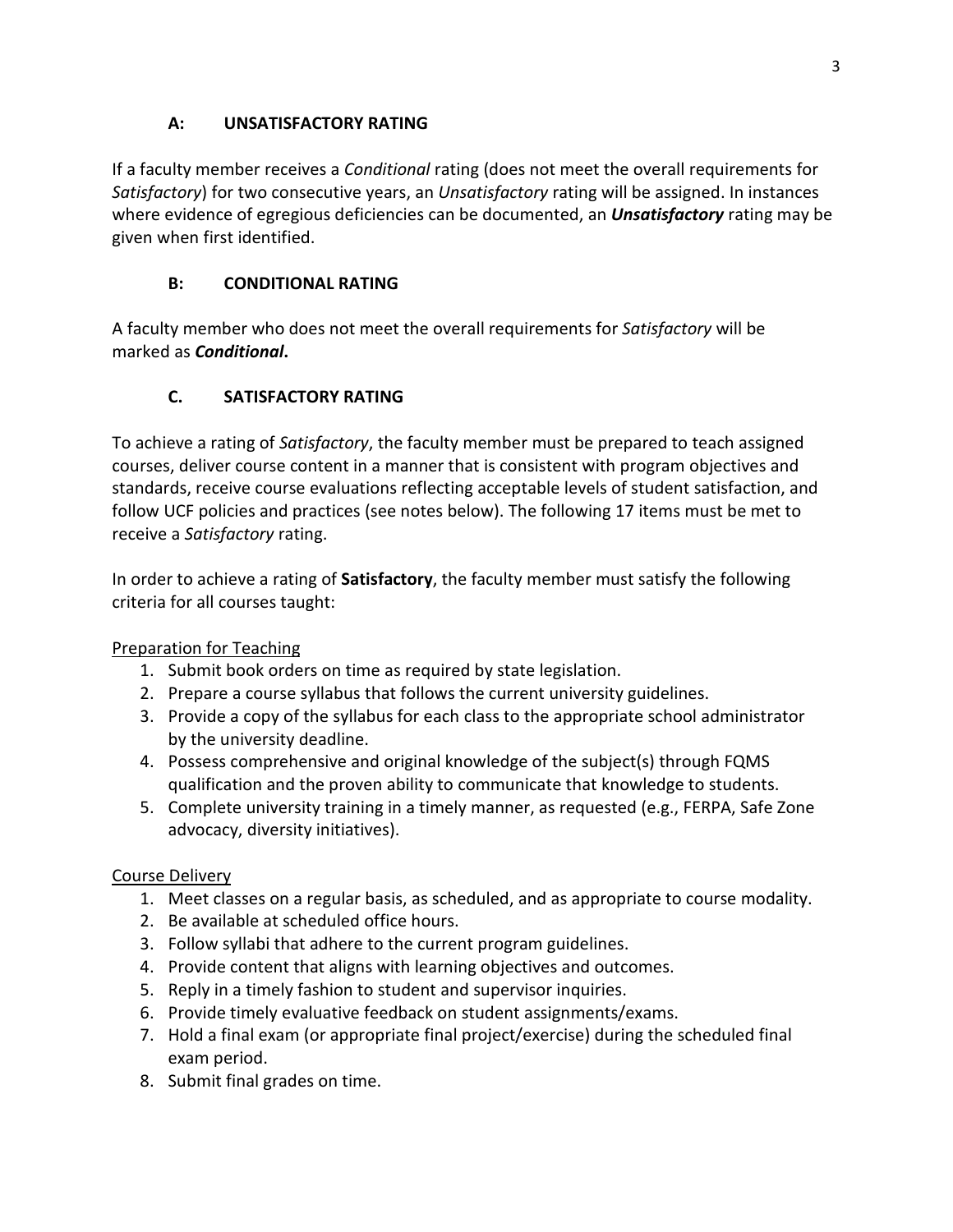### A: UNSATISFACTORY RATING

If a faculty member receives a *Conditional* rating (does not meet the overall requirements for *Satisfactory*) for two consecutive years, an *Unsatisfactory* rating will be assigned. In instances where evidence of egregious deficiencies can be documented, an ***Unsatisfactory*** rating may be given when first identified.

### B: CONDITIONAL RATING

A faculty member who does not meet the overall requirements for *Satisfactory* will be marked as ***Conditional*.**

### C. SATISFACTORY RATING

To achieve a rating of *Satisfactory*, the faculty member must be prepared to teach assigned courses, deliver course content in a manner that is consistent with program objectives and standards, receive course evaluations reflecting acceptable levels of student satisfaction, and follow UCF policies and practices (see notes below). The following 17 items must be met to receive a *Satisfactory* rating.

In order to achieve a rating of **Satisfactory**, the faculty member must satisfy the following criteria for all courses taught:

Preparation for Teaching

1. Submit book orders on time as required by state legislation.
2. Prepare a course syllabus that follows the current university guidelines.
3. Provide a copy of the syllabus for each class to the appropriate school administrator by the university deadline.
4. Possess comprehensive and original knowledge of the subject(s) through FQMS qualification and the proven ability to communicate that knowledge to students.
5. Complete university training in a timely manner, as requested (e.g., FERPA, Safe Zone advocacy, diversity initiatives).

Course Delivery

1. Meet classes on a regular basis, as scheduled, and as appropriate to course modality.
2. Be available at scheduled office hours.
3. Follow syllabi that adhere to the current program guidelines.
4. Provide content that aligns with learning objectives and outcomes.
5. Reply in a timely fashion to student and supervisor inquiries.
6. Provide timely evaluative feedback on student assignments/exams.
7. Hold a final exam (or appropriate final project/exercise) during the scheduled final exam period.
8. Submit final grades on time.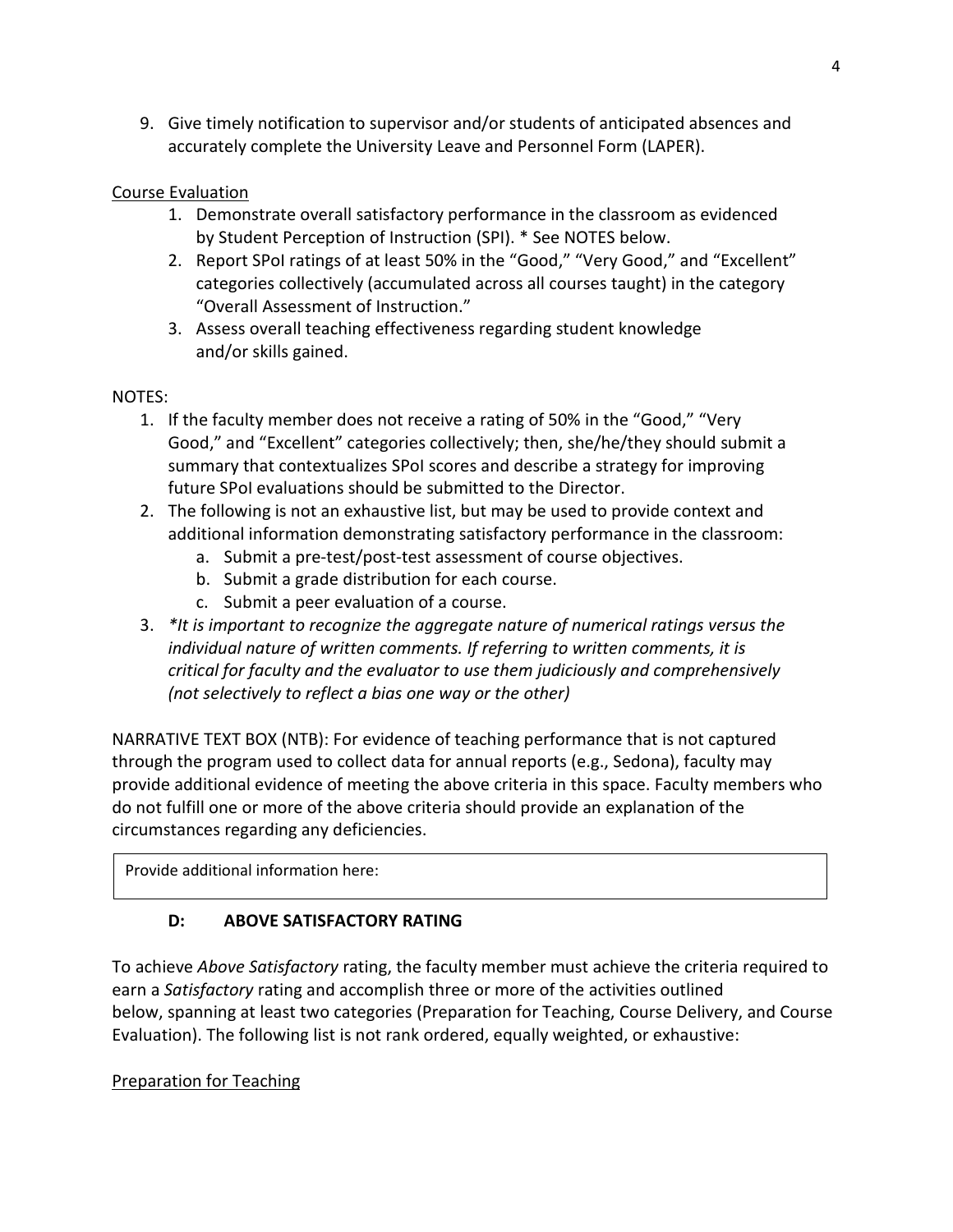9. Give timely notification to supervisor and/or students of anticipated absences and accurately complete the University Leave and Personnel Form (LAPER).

Course Evaluation

1. Demonstrate overall satisfactory performance in the classroom as evidenced by Student Perception of Instruction (SPI). * See NOTES below.
2. Report SPoI ratings of at least 50% in the "Good," "Very Good," and "Excellent" categories collectively (accumulated across all courses taught) in the category "Overall Assessment of Instruction."
3. Assess overall teaching effectiveness regarding student knowledge and/or skills gained.

NOTES:

1. If the faculty member does not receive a rating of 50% in the "Good," "Very Good," and "Excellent" categories collectively; then, she/he/they should submit a summary that contextualizes SPoI scores and describe a strategy for improving future SPoI evaluations should be submitted to the Director.
2. The following is not an exhaustive list, but may be used to provide context and additional information demonstrating satisfactory performance in the classroom:
   a. Submit a pre-test/post-test assessment of course objectives.
   b. Submit a grade distribution for each course.
   c. Submit a peer evaluation of a course.
3. *\*It is important to recognize the aggregate nature of numerical ratings versus the individual nature of written comments. If referring to written comments, it is critical for faculty and the evaluator to use them judiciously and comprehensively (not selectively to reflect a bias one way or the other)*

NARRATIVE TEXT BOX (NTB): For evidence of teaching performance that is not captured through the program used to collect data for annual reports (e.g., Sedona), faculty may provide additional evidence of meeting the above criteria in this space. Faculty members who do not fulfill one or more of the above criteria should provide an explanation of the circumstances regarding any deficiencies.

| Provide additional information here: |
| --- |

### D: ABOVE SATISFACTORY RATING

To achieve *Above Satisfactory* rating, the faculty member must achieve the criteria required to earn a *Satisfactory* rating and accomplish three or more of the activities outlined below, spanning at least two categories (Preparation for Teaching, Course Delivery, and Course Evaluation). The following list is not rank ordered, equally weighted, or exhaustive:

Preparation for Teaching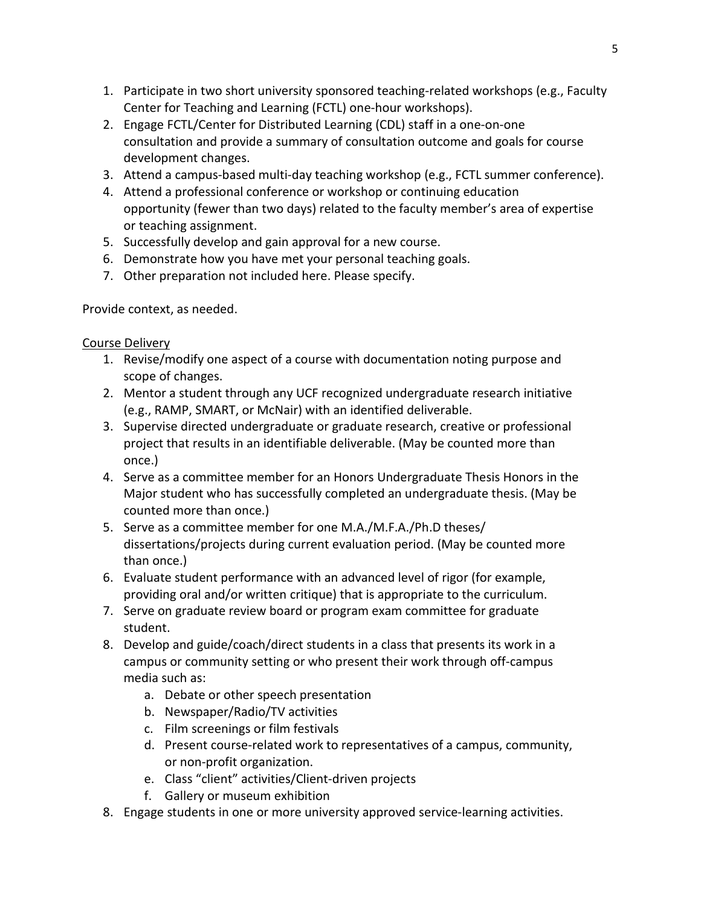1. Participate in two short university sponsored teaching-related workshops (e.g., Faculty Center for Teaching and Learning (FCTL) one-hour workshops).
2. Engage FCTL/Center for Distributed Learning (CDL) staff in a one-on-one consultation and provide a summary of consultation outcome and goals for course development changes.
3. Attend a campus-based multi-day teaching workshop (e.g., FCTL summer conference).
4. Attend a professional conference or workshop or continuing education opportunity (fewer than two days) related to the faculty member's area of expertise or teaching assignment.
5. Successfully develop and gain approval for a new course.
6. Demonstrate how you have met your personal teaching goals.
7. Other preparation not included here. Please specify.

Provide context, as needed.

<u>Course Delivery</u>

1. Revise/modify one aspect of a course with documentation noting purpose and scope of changes.
2. Mentor a student through any UCF recognized undergraduate research initiative (e.g., RAMP, SMART, or McNair) with an identified deliverable.
3. Supervise directed undergraduate or graduate research, creative or professional project that results in an identifiable deliverable. (May be counted more than once.)
4. Serve as a committee member for an Honors Undergraduate Thesis Honors in the Major student who has successfully completed an undergraduate thesis. (May be counted more than once.)
5. Serve as a committee member for one M.A./M.F.A./Ph.D theses/ dissertations/projects during current evaluation period. (May be counted more than once.)
6. Evaluate student performance with an advanced level of rigor (for example, providing oral and/or written critique) that is appropriate to the curriculum.
7. Serve on graduate review board or program exam committee for graduate student.
8. Develop and guide/coach/direct students in a class that presents its work in a campus or community setting or who present their work through off-campus media such as:
   a. Debate or other speech presentation
   b. Newspaper/Radio/TV activities
   c. Film screenings or film festivals
   d. Present course-related work to representatives of a campus, community, or non-profit organization.
   e. Class "client" activities/Client-driven projects
   f. Gallery or museum exhibition

8\. Engage students in one or more university approved service-learning activities.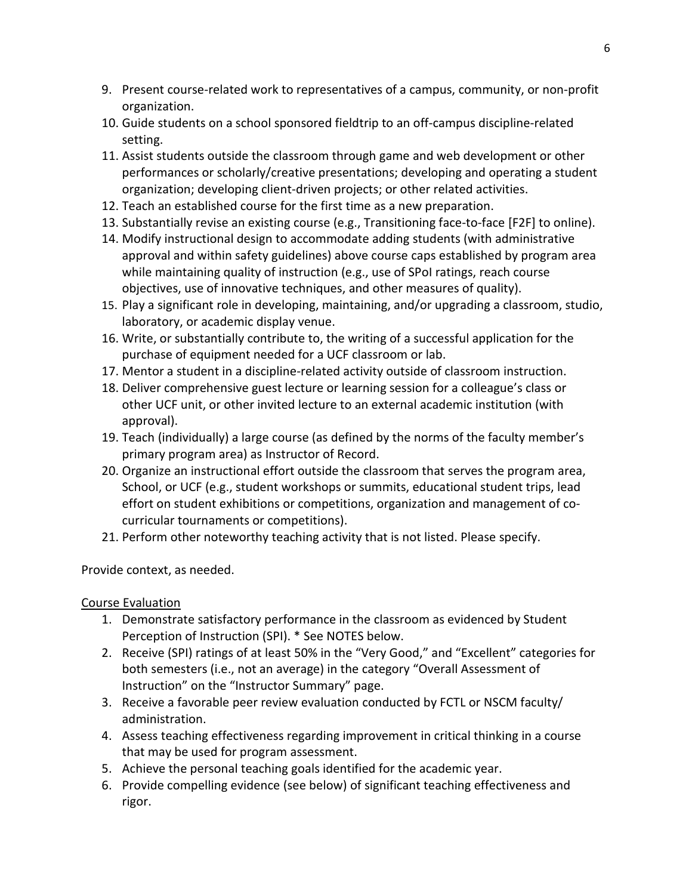9. Present course-related work to representatives of a campus, community, or non-profit organization.
10. Guide students on a school sponsored fieldtrip to an off-campus discipline-related setting.
11. Assist students outside the classroom through game and web development or other performances or scholarly/creative presentations; developing and operating a student organization; developing client-driven projects; or other related activities.
12. Teach an established course for the first time as a new preparation.
13. Substantially revise an existing course (e.g., Transitioning face-to-face [F2F] to online).
14. Modify instructional design to accommodate adding students (with administrative approval and within safety guidelines) above course caps established by program area while maintaining quality of instruction (e.g., use of SPoI ratings, reach course objectives, use of innovative techniques, and other measures of quality).
15. Play a significant role in developing, maintaining, and/or upgrading a classroom, studio, laboratory, or academic display venue.
16. Write, or substantially contribute to, the writing of a successful application for the purchase of equipment needed for a UCF classroom or lab.
17. Mentor a student in a discipline-related activity outside of classroom instruction.
18. Deliver comprehensive guest lecture or learning session for a colleague's class or other UCF unit, or other invited lecture to an external academic institution (with approval).
19. Teach (individually) a large course (as defined by the norms of the faculty member's primary program area) as Instructor of Record.
20. Organize an instructional effort outside the classroom that serves the program area, School, or UCF (e.g., student workshops or summits, educational student trips, lead effort on student exhibitions or competitions, organization and management of co-curricular tournaments or competitions).
21. Perform other noteworthy teaching activity that is not listed. Please specify.

Provide context, as needed.

<u>Course Evaluation</u>

1. Demonstrate satisfactory performance in the classroom as evidenced by Student Perception of Instruction (SPI). * See NOTES below.
2. Receive (SPI) ratings of at least 50% in the "Very Good," and "Excellent" categories for both semesters (i.e., not an average) in the category "Overall Assessment of Instruction" on the "Instructor Summary" page.
3. Receive a favorable peer review evaluation conducted by FCTL or NSCM faculty/ administration.
4. Assess teaching effectiveness regarding improvement in critical thinking in a course that may be used for program assessment.
5. Achieve the personal teaching goals identified for the academic year.
6. Provide compelling evidence (see below) of significant teaching effectiveness and rigor.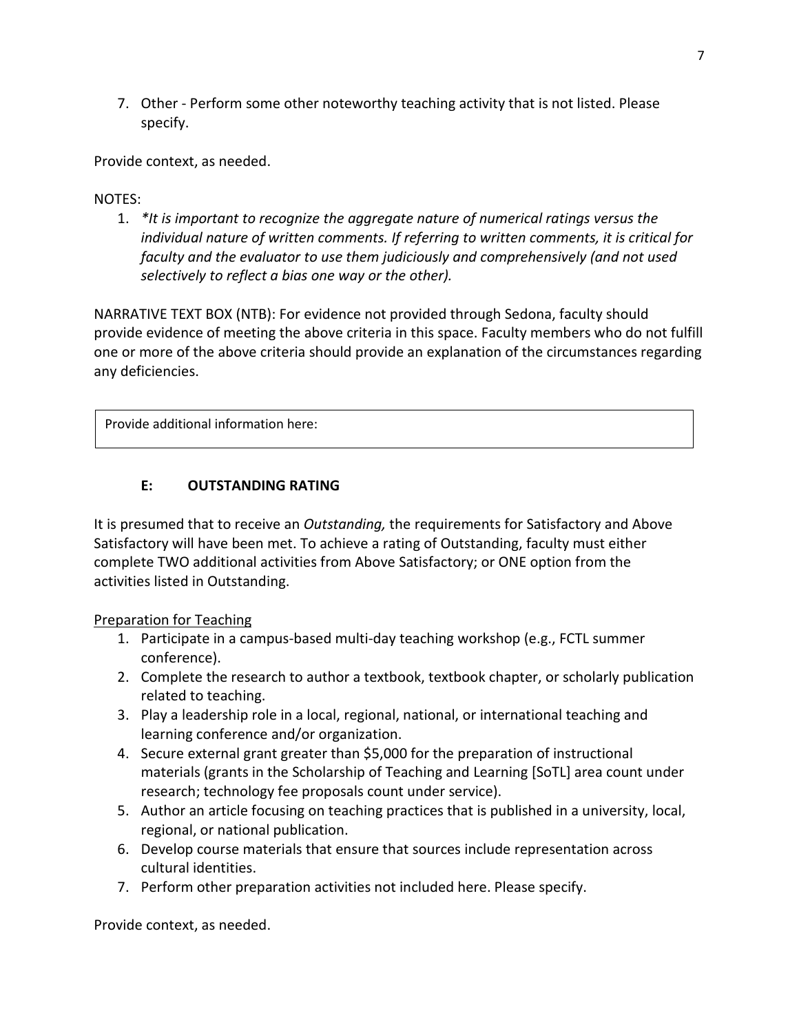7. Other - Perform some other noteworthy teaching activity that is not listed. Please specify.

Provide context, as needed.

NOTES:

1. *\*It is important to recognize the aggregate nature of numerical ratings versus the individual nature of written comments. If referring to written comments, it is critical for faculty and the evaluator to use them judiciously and comprehensively (and not used selectively to reflect a bias one way or the other).*

NARRATIVE TEXT BOX (NTB): For evidence not provided through Sedona, faculty should provide evidence of meeting the above criteria in this space. Faculty members who do not fulfill one or more of the above criteria should provide an explanation of the circumstances regarding any deficiencies.

| Provide additional information here: |
|---|

### E: OUTSTANDING RATING

It is presumed that to receive an *Outstanding,* the requirements for Satisfactory and Above Satisfactory will have been met. To achieve a rating of Outstanding, faculty must either complete TWO additional activities from Above Satisfactory; or ONE option from the activities listed in Outstanding.

<u>Preparation for Teaching</u>

1. Participate in a campus-based multi-day teaching workshop (e.g., FCTL summer conference).
2. Complete the research to author a textbook, textbook chapter, or scholarly publication related to teaching.
3. Play a leadership role in a local, regional, national, or international teaching and learning conference and/or organization.
4. Secure external grant greater than $5,000 for the preparation of instructional materials (grants in the Scholarship of Teaching and Learning [SoTL] area count under research; technology fee proposals count under service).
5. Author an article focusing on teaching practices that is published in a university, local, regional, or national publication.
6. Develop course materials that ensure that sources include representation across cultural identities.
7. Perform other preparation activities not included here. Please specify.

Provide context, as needed.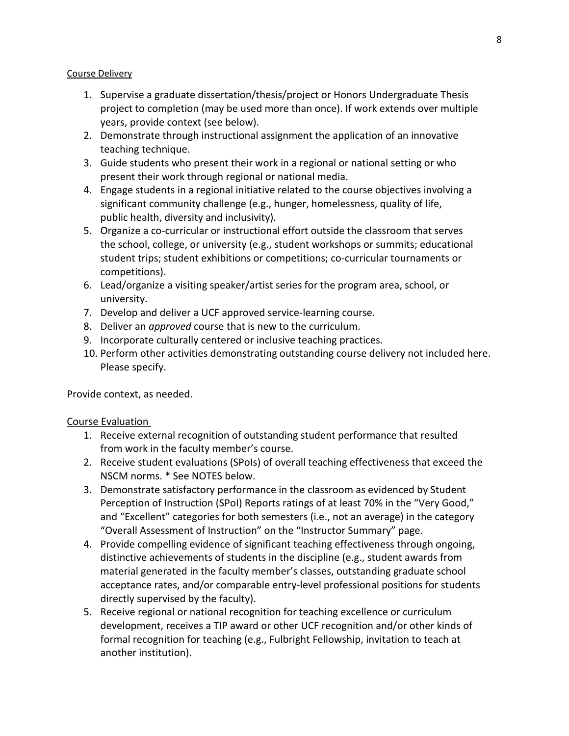Course Delivery

1. Supervise a graduate dissertation/thesis/project or Honors Undergraduate Thesis project to completion (may be used more than once). If work extends over multiple years, provide context (see below).
2. Demonstrate through instructional assignment the application of an innovative teaching technique.
3. Guide students who present their work in a regional or national setting or who present their work through regional or national media.
4. Engage students in a regional initiative related to the course objectives involving a significant community challenge (e.g., hunger, homelessness, quality of life, public health, diversity and inclusivity).
5. Organize a co-curricular or instructional effort outside the classroom that serves the school, college, or university (e.g., student workshops or summits; educational student trips; student exhibitions or competitions; co-curricular tournaments or competitions).
6. Lead/organize a visiting speaker/artist series for the program area, school, or university.
7. Develop and deliver a UCF approved service-learning course.
8. Deliver an *approved* course that is new to the curriculum.
9. Incorporate culturally centered or inclusive teaching practices.
10. Perform other activities demonstrating outstanding course delivery not included here. Please specify.

Provide context, as needed.

Course Evaluation

1. Receive external recognition of outstanding student performance that resulted from work in the faculty member's course.
2. Receive student evaluations (SPoIs) of overall teaching effectiveness that exceed the NSCM norms. * See NOTES below.
3. Demonstrate satisfactory performance in the classroom as evidenced by Student Perception of Instruction (SPoI) Reports ratings of at least 70% in the "Very Good," and "Excellent" categories for both semesters (i.e., not an average) in the category "Overall Assessment of Instruction" on the "Instructor Summary" page.
4. Provide compelling evidence of significant teaching effectiveness through ongoing, distinctive achievements of students in the discipline (e.g., student awards from material generated in the faculty member's classes, outstanding graduate school acceptance rates, and/or comparable entry-level professional positions for students directly supervised by the faculty).
5. Receive regional or national recognition for teaching excellence or curriculum development, receives a TIP award or other UCF recognition and/or other kinds of formal recognition for teaching (e.g., Fulbright Fellowship, invitation to teach at another institution).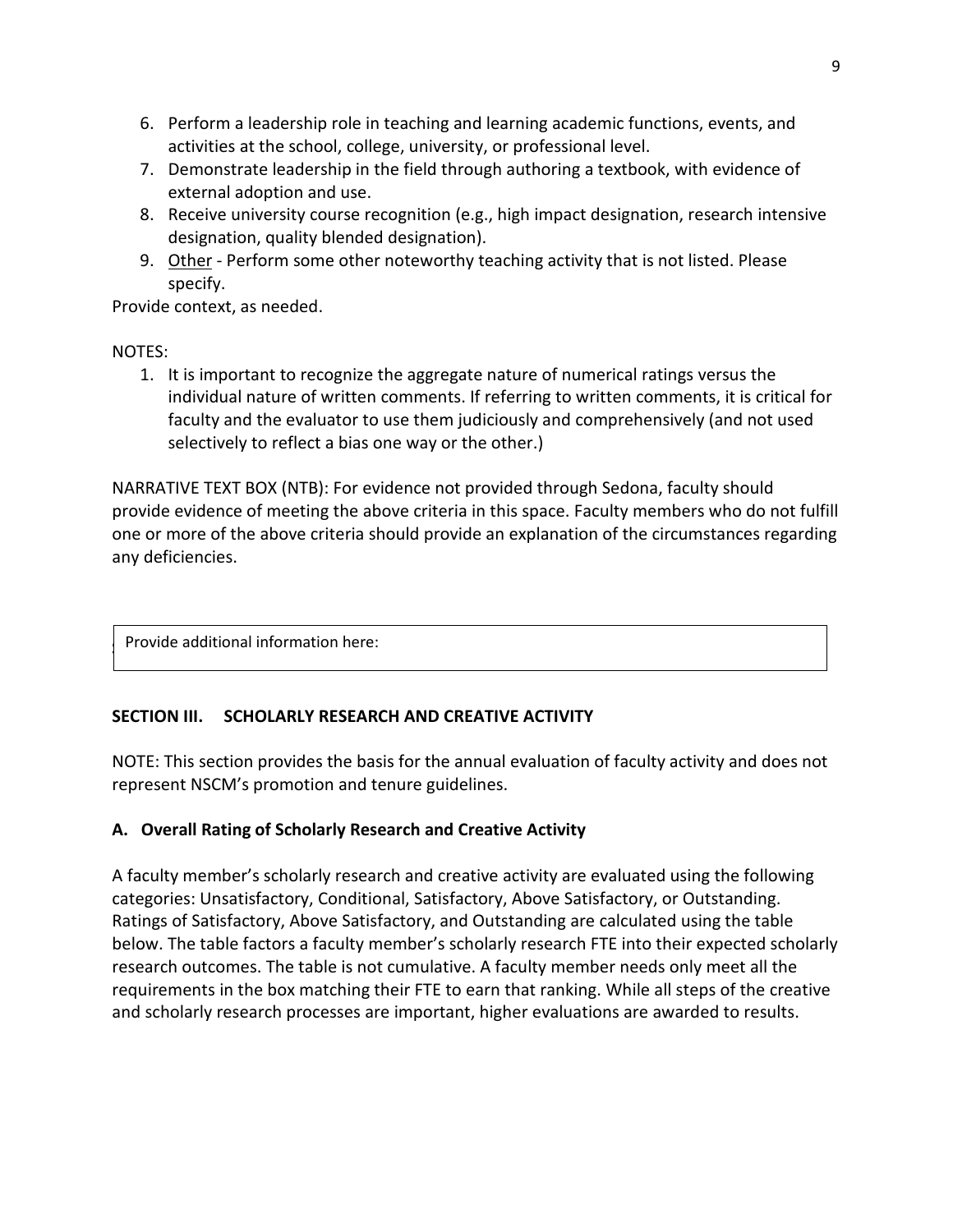6. Perform a leadership role in teaching and learning academic functions, events, and activities at the school, college, university, or professional level.
7. Demonstrate leadership in the field through authoring a textbook, with evidence of external adoption and use.
8. Receive university course recognition (e.g., high impact designation, research intensive designation, quality blended designation).
9. Other - Perform some other noteworthy teaching activity that is not listed. Please specify.

Provide context, as needed.

NOTES:

1. It is important to recognize the aggregate nature of numerical ratings versus the individual nature of written comments. If referring to written comments, it is critical for faculty and the evaluator to use them judiciously and comprehensively (and not used selectively to reflect a bias one way or the other.)

NARRATIVE TEXT BOX (NTB): For evidence not provided through Sedona, faculty should provide evidence of meeting the above criteria in this space. Faculty members who do not fulfill one or more of the above criteria should provide an explanation of the circumstances regarding any deficiencies.

| Provide additional information here: |
|---|

## SECTION III. SCHOLARLY RESEARCH AND CREATIVE ACTIVITY

NOTE: This section provides the basis for the annual evaluation of faculty activity and does not represent NSCM's promotion and tenure guidelines.

### A. Overall Rating of Scholarly Research and Creative Activity

A faculty member's scholarly research and creative activity are evaluated using the following categories: Unsatisfactory, Conditional, Satisfactory, Above Satisfactory, or Outstanding. Ratings of Satisfactory, Above Satisfactory, and Outstanding are calculated using the table below. The table factors a faculty member's scholarly research FTE into their expected scholarly research outcomes. The table is not cumulative. A faculty member needs only meet all the requirements in the box matching their FTE to earn that ranking. While all steps of the creative and scholarly research processes are important, higher evaluations are awarded to results.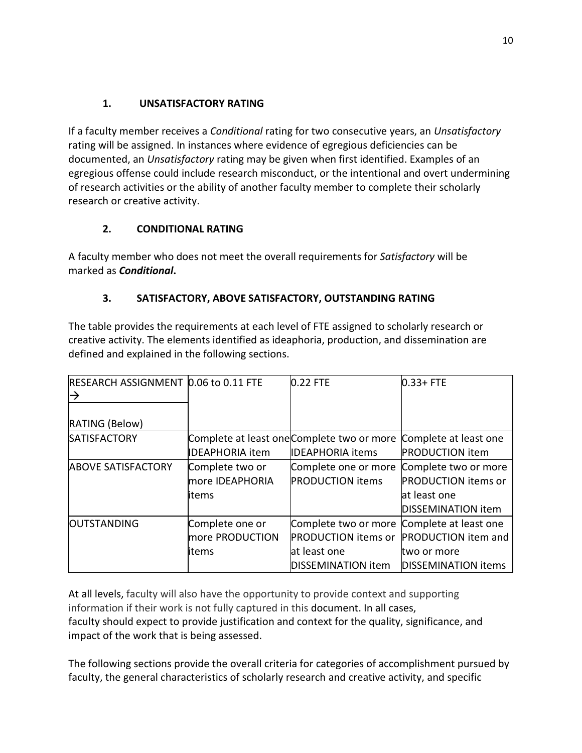### 1. UNSATISFACTORY RATING

If a faculty member receives a *Conditional* rating for two consecutive years, an *Unsatisfactory* rating will be assigned. In instances where evidence of egregious deficiencies can be documented, an *Unsatisfactory* rating may be given when first identified. Examples of an egregious offense could include research misconduct, or the intentional and overt undermining of research activities or the ability of another faculty member to complete their scholarly research or creative activity.

### 2. CONDITIONAL RATING

A faculty member who does not meet the overall requirements for *Satisfactory* will be marked as ***Conditional*.**

### 3. SATISFACTORY, ABOVE SATISFACTORY, OUTSTANDING RATING

The table provides the requirements at each level of FTE assigned to scholarly research or creative activity. The elements identified as ideaphoria, production, and dissemination are defined and explained in the following sections.

| RESEARCH ASSIGNMENT → <br> RATING (Below) | 0.06 to 0.11 FTE | 0.22 FTE | 0.33+ FTE |
|---|---|---|---|
| SATISFACTORY | Complete at least one IDEAPHORIA item | Complete two or more IDEAPHORIA items | Complete at least one PRODUCTION item |
| ABOVE SATISFACTORY | Complete two or more IDEAPHORIA items | Complete one or more PRODUCTION items | Complete two or more PRODUCTION items or at least one DISSEMINATION item |
| OUTSTANDING | Complete one or more PRODUCTION items | Complete two or more PRODUCTION items or at least one DISSEMINATION item | Complete at least one PRODUCTION item and two or more DISSEMINATION items |

At all levels, faculty will also have the opportunity to provide context and supporting information if their work is not fully captured in this document. In all cases, faculty should expect to provide justification and context for the quality, significance, and impact of the work that is being assessed.

The following sections provide the overall criteria for categories of accomplishment pursued by faculty, the general characteristics of scholarly research and creative activity, and specific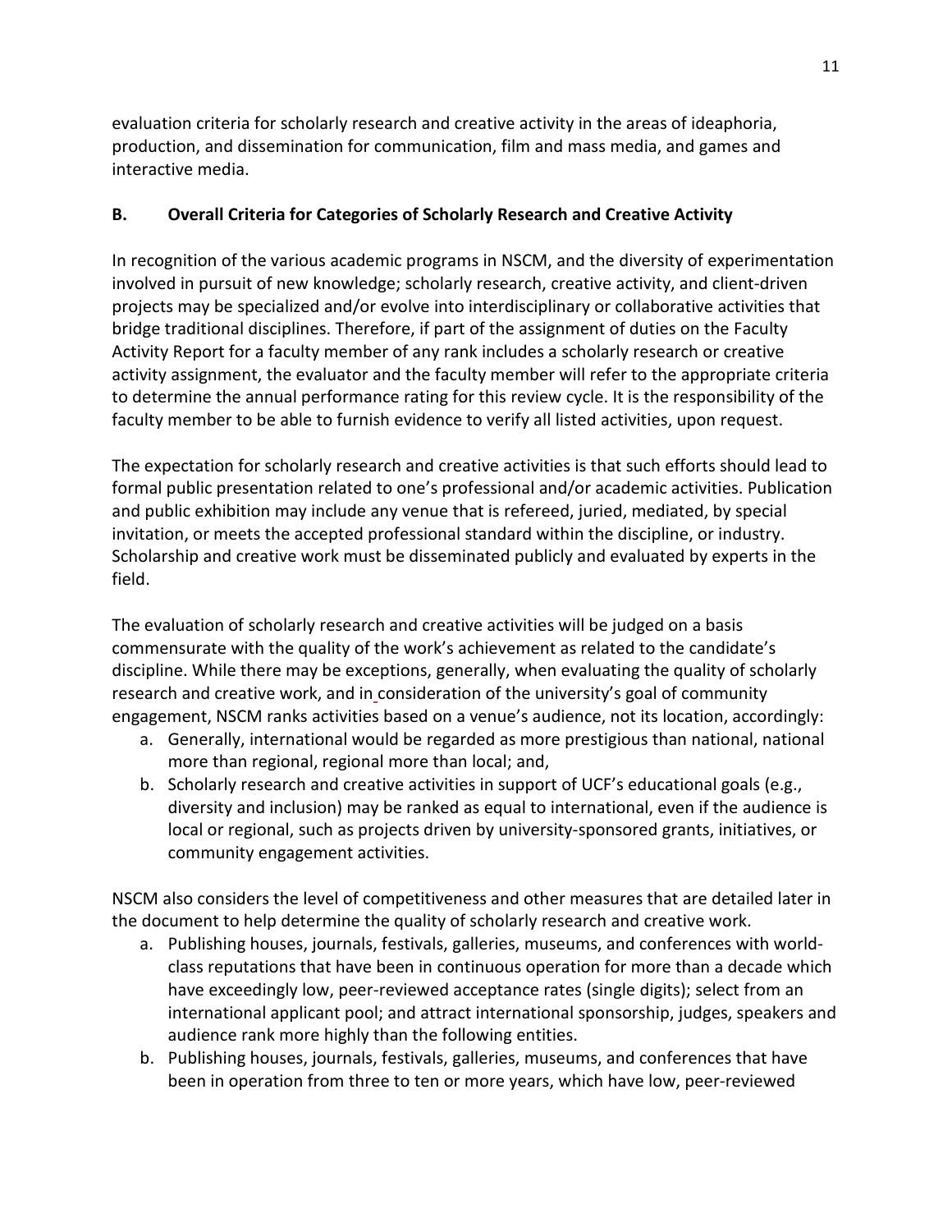evaluation criteria for scholarly research and creative activity in the areas of ideaphoria, production, and dissemination for communication, film and mass media, and games and interactive media.

### B. Overall Criteria for Categories of Scholarly Research and Creative Activity

In recognition of the various academic programs in NSCM, and the diversity of experimentation involved in pursuit of new knowledge; scholarly research, creative activity, and client-driven projects may be specialized and/or evolve into interdisciplinary or collaborative activities that bridge traditional disciplines. Therefore, if part of the assignment of duties on the Faculty Activity Report for a faculty member of any rank includes a scholarly research or creative activity assignment, the evaluator and the faculty member will refer to the appropriate criteria to determine the annual performance rating for this review cycle. It is the responsibility of the faculty member to be able to furnish evidence to verify all listed activities, upon request.

The expectation for scholarly research and creative activities is that such efforts should lead to formal public presentation related to one's professional and/or academic activities. Publication and public exhibition may include any venue that is refereed, juried, mediated, by special invitation, or meets the accepted professional standard within the discipline, or industry. Scholarship and creative work must be disseminated publicly and evaluated by experts in the field.

The evaluation of scholarly research and creative activities will be judged on a basis commensurate with the quality of the work's achievement as related to the candidate's discipline. While there may be exceptions, generally, when evaluating the quality of scholarly research and creative work, and in consideration of the university's goal of community engagement, NSCM ranks activities based on a venue's audience, not its location, accordingly:

a. Generally, international would be regarded as more prestigious than national, national more than regional, regional more than local; and,
b. Scholarly research and creative activities in support of UCF's educational goals (e.g., diversity and inclusion) may be ranked as equal to international, even if the audience is local or regional, such as projects driven by university-sponsored grants, initiatives, or community engagement activities.

NSCM also considers the level of competitiveness and other measures that are detailed later in the document to help determine the quality of scholarly research and creative work.

a. Publishing houses, journals, festivals, galleries, museums, and conferences with world-class reputations that have been in continuous operation for more than a decade which have exceedingly low, peer-reviewed acceptance rates (single digits); select from an international applicant pool; and attract international sponsorship, judges, speakers and audience rank more highly than the following entities.
b. Publishing houses, journals, festivals, galleries, museums, and conferences that have been in operation from three to ten or more years, which have low, peer-reviewed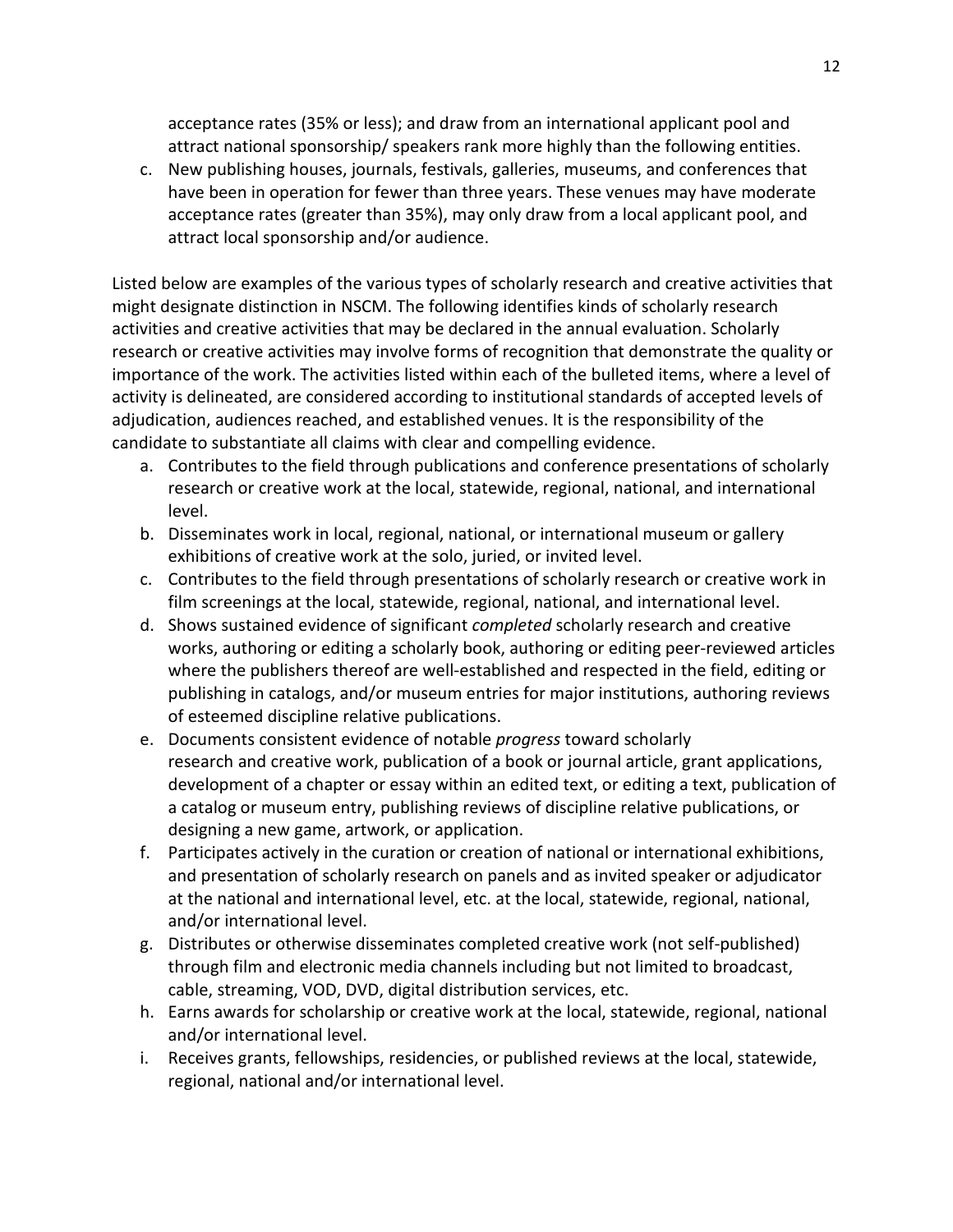acceptance rates (35% or less); and draw from an international applicant pool and attract national sponsorship/ speakers rank more highly than the following entities.

c. New publishing houses, journals, festivals, galleries, museums, and conferences that have been in operation for fewer than three years. These venues may have moderate acceptance rates (greater than 35%), may only draw from a local applicant pool, and attract local sponsorship and/or audience.

Listed below are examples of the various types of scholarly research and creative activities that might designate distinction in NSCM. The following identifies kinds of scholarly research activities and creative activities that may be declared in the annual evaluation. Scholarly research or creative activities may involve forms of recognition that demonstrate the quality or importance of the work. The activities listed within each of the bulleted items, where a level of activity is delineated, are considered according to institutional standards of accepted levels of adjudication, audiences reached, and established venues. It is the responsibility of the candidate to substantiate all claims with clear and compelling evidence.

a. Contributes to the field through publications and conference presentations of scholarly research or creative work at the local, statewide, regional, national, and international level.
b. Disseminates work in local, regional, national, or international museum or gallery exhibitions of creative work at the solo, juried, or invited level.
c. Contributes to the field through presentations of scholarly research or creative work in film screenings at the local, statewide, regional, national, and international level.
d. Shows sustained evidence of significant *completed* scholarly research and creative works, authoring or editing a scholarly book, authoring or editing peer-reviewed articles where the publishers thereof are well-established and respected in the field, editing or publishing in catalogs, and/or museum entries for major institutions, authoring reviews of esteemed discipline relative publications.
e. Documents consistent evidence of notable *progress* toward scholarly research and creative work, publication of a book or journal article, grant applications, development of a chapter or essay within an edited text, or editing a text, publication of a catalog or museum entry, publishing reviews of discipline relative publications, or designing a new game, artwork, or application.
f. Participates actively in the curation or creation of national or international exhibitions, and presentation of scholarly research on panels and as invited speaker or adjudicator at the national and international level, etc. at the local, statewide, regional, national, and/or international level.
g. Distributes or otherwise disseminates completed creative work (not self-published) through film and electronic media channels including but not limited to broadcast, cable, streaming, VOD, DVD, digital distribution services, etc.
h. Earns awards for scholarship or creative work at the local, statewide, regional, national and/or international level.
i. Receives grants, fellowships, residencies, or published reviews at the local, statewide, regional, national and/or international level.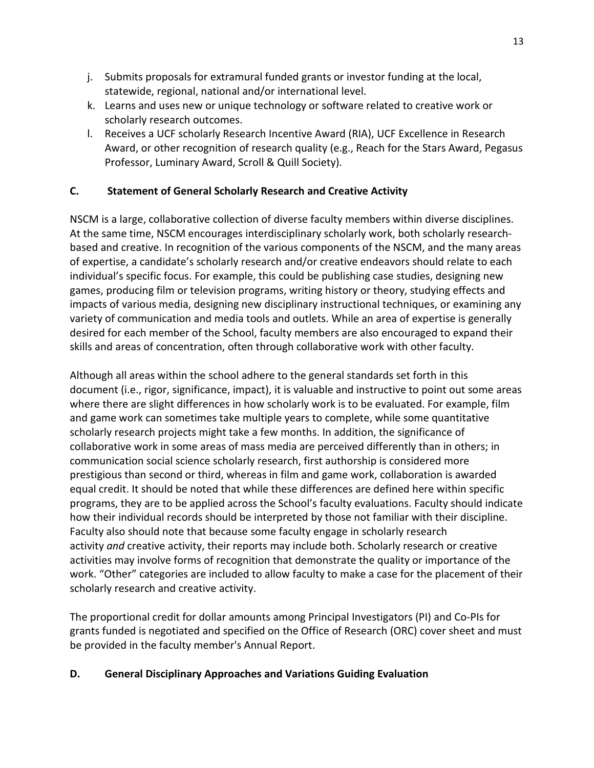j. Submits proposals for extramural funded grants or investor funding at the local, statewide, regional, national and/or international level.
k. Learns and uses new or unique technology or software related to creative work or scholarly research outcomes.
l. Receives a UCF scholarly Research Incentive Award (RIA), UCF Excellence in Research Award, or other recognition of research quality (e.g., Reach for the Stars Award, Pegasus Professor, Luminary Award, Scroll & Quill Society).

### C. Statement of General Scholarly Research and Creative Activity

NSCM is a large, collaborative collection of diverse faculty members within diverse disciplines. At the same time, NSCM encourages interdisciplinary scholarly work, both scholarly research-based and creative. In recognition of the various components of the NSCM, and the many areas of expertise, a candidate's scholarly research and/or creative endeavors should relate to each individual's specific focus. For example, this could be publishing case studies, designing new games, producing film or television programs, writing history or theory, studying effects and impacts of various media, designing new disciplinary instructional techniques, or examining any variety of communication and media tools and outlets. While an area of expertise is generally desired for each member of the School, faculty members are also encouraged to expand their skills and areas of concentration, often through collaborative work with other faculty.

Although all areas within the school adhere to the general standards set forth in this document (i.e., rigor, significance, impact), it is valuable and instructive to point out some areas where there are slight differences in how scholarly work is to be evaluated. For example, film and game work can sometimes take multiple years to complete, while some quantitative scholarly research projects might take a few months. In addition, the significance of collaborative work in some areas of mass media are perceived differently than in others; in communication social science scholarly research, first authorship is considered more prestigious than second or third, whereas in film and game work, collaboration is awarded equal credit. It should be noted that while these differences are defined here within specific programs, they are to be applied across the School's faculty evaluations. Faculty should indicate how their individual records should be interpreted by those not familiar with their discipline. Faculty also should note that because some faculty engage in scholarly research activity *and* creative activity, their reports may include both. Scholarly research or creative activities may involve forms of recognition that demonstrate the quality or importance of the work. "Other" categories are included to allow faculty to make a case for the placement of their scholarly research and creative activity.

The proportional credit for dollar amounts among Principal Investigators (PI) and Co-PIs for grants funded is negotiated and specified on the Office of Research (ORC) cover sheet and must be provided in the faculty member's Annual Report.

### D. General Disciplinary Approaches and Variations Guiding Evaluation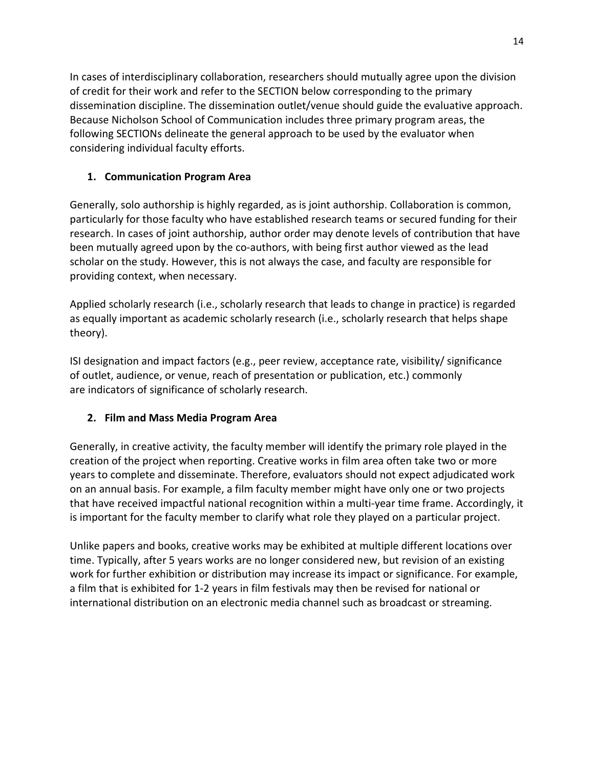In cases of interdisciplinary collaboration, researchers should mutually agree upon the division of credit for their work and refer to the SECTION below corresponding to the primary dissemination discipline. The dissemination outlet/venue should guide the evaluative approach. Because Nicholson School of Communication includes three primary program areas, the following SECTIONs delineate the general approach to be used by the evaluator when considering individual faculty efforts.

### 1. Communication Program Area

Generally, solo authorship is highly regarded, as is joint authorship. Collaboration is common, particularly for those faculty who have established research teams or secured funding for their research. In cases of joint authorship, author order may denote levels of contribution that have been mutually agreed upon by the co-authors, with being first author viewed as the lead scholar on the study. However, this is not always the case, and faculty are responsible for providing context, when necessary.

Applied scholarly research (i.e., scholarly research that leads to change in practice) is regarded as equally important as academic scholarly research (i.e., scholarly research that helps shape theory).

ISI designation and impact factors (e.g., peer review, acceptance rate, visibility/ significance of outlet, audience, or venue, reach of presentation or publication, etc.) commonly are indicators of significance of scholarly research.

### 2. Film and Mass Media Program Area

Generally, in creative activity, the faculty member will identify the primary role played in the creation of the project when reporting. Creative works in film area often take two or more years to complete and disseminate. Therefore, evaluators should not expect adjudicated work on an annual basis. For example, a film faculty member might have only one or two projects that have received impactful national recognition within a multi-year time frame. Accordingly, it is important for the faculty member to clarify what role they played on a particular project.

Unlike papers and books, creative works may be exhibited at multiple different locations over time. Typically, after 5 years works are no longer considered new, but revision of an existing work for further exhibition or distribution may increase its impact or significance. For example, a film that is exhibited for 1-2 years in film festivals may then be revised for national or international distribution on an electronic media channel such as broadcast or streaming.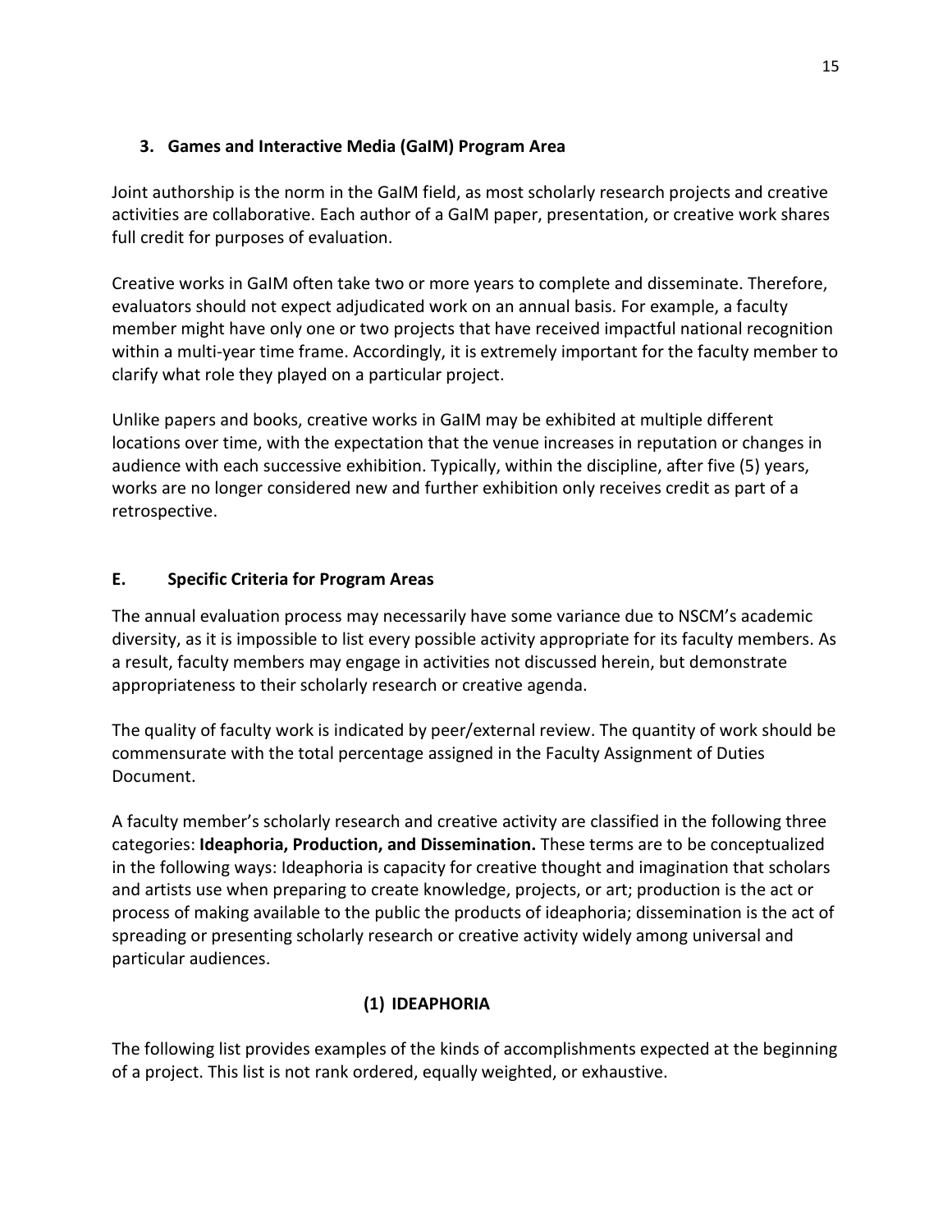### 3. Games and Interactive Media (GaIM) Program Area

Joint authorship is the norm in the GaIM field, as most scholarly research projects and creative activities are collaborative. Each author of a GaIM paper, presentation, or creative work shares full credit for purposes of evaluation.

Creative works in GaIM often take two or more years to complete and disseminate. Therefore, evaluators should not expect adjudicated work on an annual basis. For example, a faculty member might have only one or two projects that have received impactful national recognition within a multi-year time frame. Accordingly, it is extremely important for the faculty member to clarify what role they played on a particular project.

Unlike papers and books, creative works in GaIM may be exhibited at multiple different locations over time, with the expectation that the venue increases in reputation or changes in audience with each successive exhibition. Typically, within the discipline, after five (5) years, works are no longer considered new and further exhibition only receives credit as part of a retrospective.

## E. Specific Criteria for Program Areas

The annual evaluation process may necessarily have some variance due to NSCM's academic diversity, as it is impossible to list every possible activity appropriate for its faculty members. As a result, faculty members may engage in activities not discussed herein, but demonstrate appropriateness to their scholarly research or creative agenda.

The quality of faculty work is indicated by peer/external review. The quantity of work should be commensurate with the total percentage assigned in the Faculty Assignment of Duties Document.

A faculty member's scholarly research and creative activity are classified in the following three categories: **Ideaphoria, Production, and Dissemination.** These terms are to be conceptualized in the following ways: Ideaphoria is capacity for creative thought and imagination that scholars and artists use when preparing to create knowledge, projects, or art; production is the act or process of making available to the public the products of ideaphoria; dissemination is the act of spreading or presenting scholarly research or creative activity widely among universal and particular audiences.

### (1) IDEAPHORIA

The following list provides examples of the kinds of accomplishments expected at the beginning of a project. This list is not rank ordered, equally weighted, or exhaustive.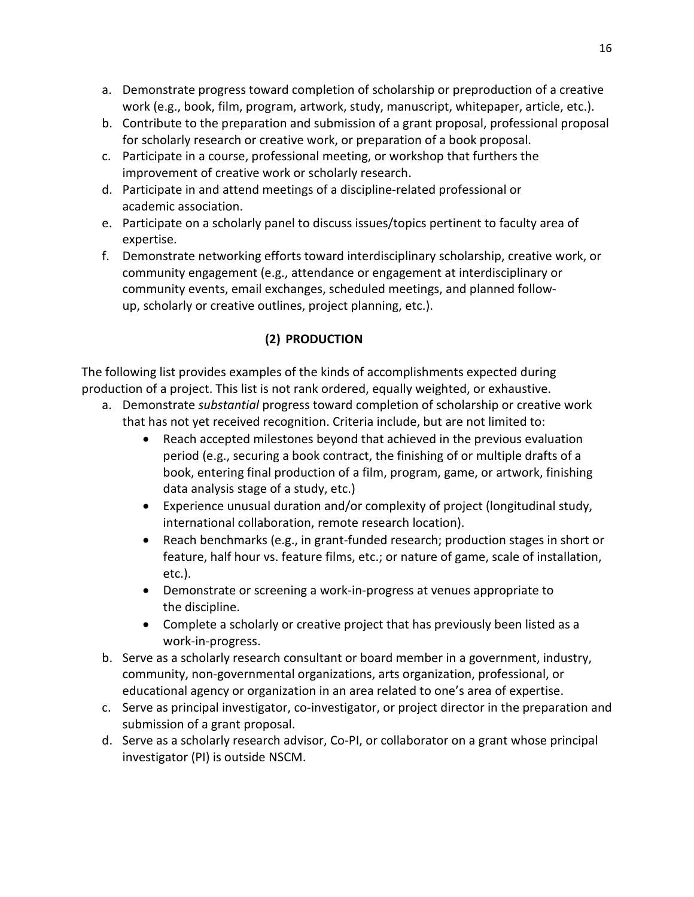a. Demonstrate progress toward completion of scholarship or preproduction of a creative work (e.g., book, film, program, artwork, study, manuscript, whitepaper, article, etc.).
b. Contribute to the preparation and submission of a grant proposal, professional proposal for scholarly research or creative work, or preparation of a book proposal.
c. Participate in a course, professional meeting, or workshop that furthers the improvement of creative work or scholarly research.
d. Participate in and attend meetings of a discipline-related professional or academic association.
e. Participate on a scholarly panel to discuss issues/topics pertinent to faculty area of expertise.
f. Demonstrate networking efforts toward interdisciplinary scholarship, creative work, or community engagement (e.g., attendance or engagement at interdisciplinary or community events, email exchanges, scheduled meetings, and planned follow-up, scholarly or creative outlines, project planning, etc.).

## (2) PRODUCTION

The following list provides examples of the kinds of accomplishments expected during production of a project. This list is not rank ordered, equally weighted, or exhaustive.

a. Demonstrate *substantial* progress toward completion of scholarship or creative work that has not yet received recognition. Criteria include, but are not limited to:
    - Reach accepted milestones beyond that achieved in the previous evaluation period (e.g., securing a book contract, the finishing of or multiple drafts of a book, entering final production of a film, program, game, or artwork, finishing data analysis stage of a study, etc.)
    - Experience unusual duration and/or complexity of project (longitudinal study, international collaboration, remote research location).
    - Reach benchmarks (e.g., in grant-funded research; production stages in short or feature, half hour vs. feature films, etc.; or nature of game, scale of installation, etc.).
    - Demonstrate or screening a work-in-progress at venues appropriate to the discipline.
    - Complete a scholarly or creative project that has previously been listed as a work-in-progress.
b. Serve as a scholarly research consultant or board member in a government, industry, community, non-governmental organizations, arts organization, professional, or educational agency or organization in an area related to one's area of expertise.
c. Serve as principal investigator, co-investigator, or project director in the preparation and submission of a grant proposal.
d. Serve as a scholarly research advisor, Co-PI, or collaborator on a grant whose principal investigator (PI) is outside NSCM.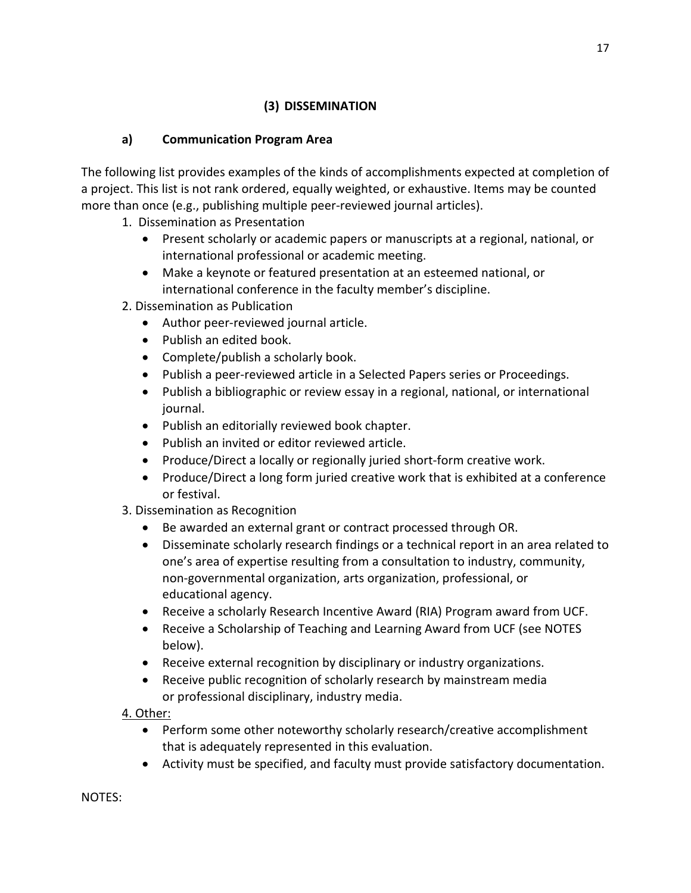## (3) DISSEMINATION

### a) Communication Program Area

The following list provides examples of the kinds of accomplishments expected at completion of a project. This list is not rank ordered, equally weighted, or exhaustive. Items may be counted more than once (e.g., publishing multiple peer-reviewed journal articles).

1. Dissemination as Presentation
   - Present scholarly or academic papers or manuscripts at a regional, national, or international professional or academic meeting.
   - Make a keynote or featured presentation at an esteemed national, or international conference in the faculty member's discipline.
2. Dissemination as Publication
   - Author peer-reviewed journal article.
   - Publish an edited book.
   - Complete/publish a scholarly book.
   - Publish a peer-reviewed article in a Selected Papers series or Proceedings.
   - Publish a bibliographic or review essay in a regional, national, or international journal.
   - Publish an editorially reviewed book chapter.
   - Publish an invited or editor reviewed article.
   - Produce/Direct a locally or regionally juried short-form creative work.
   - Produce/Direct a long form juried creative work that is exhibited at a conference or festival.
3. Dissemination as Recognition
   - Be awarded an external grant or contract processed through OR.
   - Disseminate scholarly research findings or a technical report in an area related to one's area of expertise resulting from a consultation to industry, community, non-governmental organization, arts organization, professional, or educational agency.
   - Receive a scholarly Research Incentive Award (RIA) Program award from UCF.
   - Receive a Scholarship of Teaching and Learning Award from UCF (see NOTES below).
   - Receive external recognition by disciplinary or industry organizations.
   - Receive public recognition of scholarly research by mainstream media or professional disciplinary, industry media.
4. <u>Other:</u>
   - Perform some other noteworthy scholarly research/creative accomplishment that is adequately represented in this evaluation.
   - Activity must be specified, and faculty must provide satisfactory documentation.

NOTES: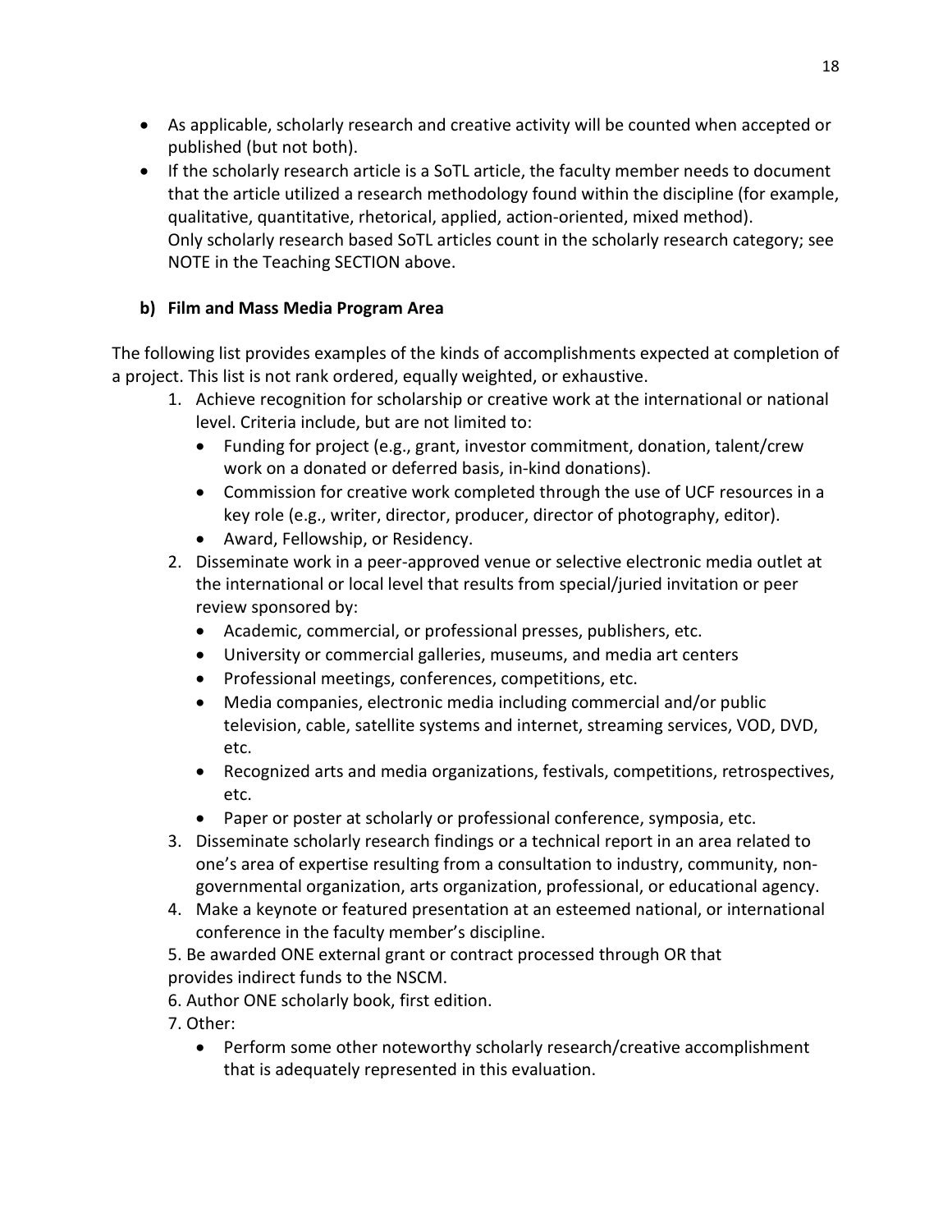- As applicable, scholarly research and creative activity will be counted when accepted or published (but not both).
- If the scholarly research article is a SoTL article, the faculty member needs to document that the article utilized a research methodology found within the discipline (for example, qualitative, quantitative, rhetorical, applied, action-oriented, mixed method). Only scholarly research based SoTL articles count in the scholarly research category; see NOTE in the Teaching SECTION above.

**b) Film and Mass Media Program Area**

The following list provides examples of the kinds of accomplishments expected at completion of a project. This list is not rank ordered, equally weighted, or exhaustive.

1. Achieve recognition for scholarship or creative work at the international or national level. Criteria include, but are not limited to:
   - Funding for project (e.g., grant, investor commitment, donation, talent/crew work on a donated or deferred basis, in-kind donations).
   - Commission for creative work completed through the use of UCF resources in a key role (e.g., writer, director, producer, director of photography, editor).
   - Award, Fellowship, or Residency.
2. Disseminate work in a peer-approved venue or selective electronic media outlet at the international or local level that results from special/juried invitation or peer review sponsored by:
   - Academic, commercial, or professional presses, publishers, etc.
   - University or commercial galleries, museums, and media art centers
   - Professional meetings, conferences, competitions, etc.
   - Media companies, electronic media including commercial and/or public television, cable, satellite systems and internet, streaming services, VOD, DVD, etc.
   - Recognized arts and media organizations, festivals, competitions, retrospectives, etc.
   - Paper or poster at scholarly or professional conference, symposia, etc.
3. Disseminate scholarly research findings or a technical report in an area related to one's area of expertise resulting from a consultation to industry, community, non-governmental organization, arts organization, professional, or educational agency.
4. Make a keynote or featured presentation at an esteemed national, or international conference in the faculty member's discipline.
5. Be awarded ONE external grant or contract processed through OR that provides indirect funds to the NSCM.
6. Author ONE scholarly book, first edition.
7. Other:
   - Perform some other noteworthy scholarly research/creative accomplishment that is adequately represented in this evaluation.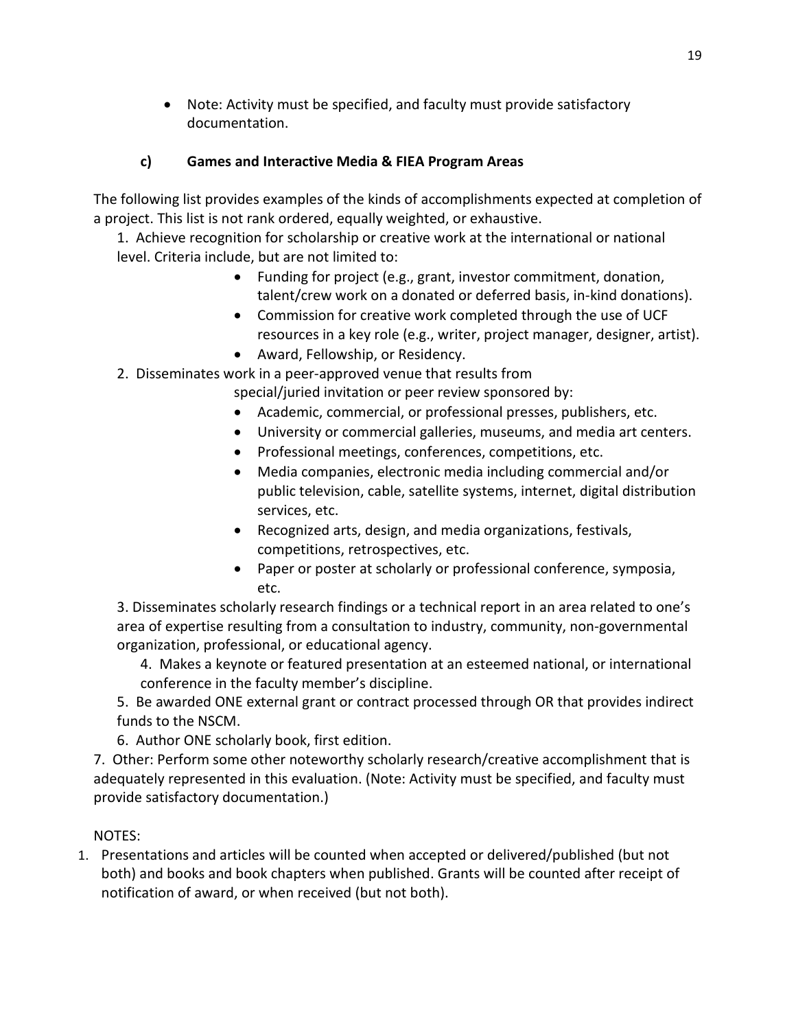- Note: Activity must be specified, and faculty must provide satisfactory documentation.

### c) Games and Interactive Media & FIEA Program Areas

The following list provides examples of the kinds of accomplishments expected at completion of a project. This list is not rank ordered, equally weighted, or exhaustive.

1. Achieve recognition for scholarship or creative work at the international or national level. Criteria include, but are not limited to:
    - Funding for project (e.g., grant, investor commitment, donation, talent/crew work on a donated or deferred basis, in-kind donations).
    - Commission for creative work completed through the use of UCF resources in a key role (e.g., writer, project manager, designer, artist).
    - Award, Fellowship, or Residency.
2. Disseminates work in a peer-approved venue that results from special/juried invitation or peer review sponsored by:
    - Academic, commercial, or professional presses, publishers, etc.
    - University or commercial galleries, museums, and media art centers.
    - Professional meetings, conferences, competitions, etc.
    - Media companies, electronic media including commercial and/or public television, cable, satellite systems, internet, digital distribution services, etc.
    - Recognized arts, design, and media organizations, festivals, competitions, retrospectives, etc.
    - Paper or poster at scholarly or professional conference, symposia, etc.
3. Disseminates scholarly research findings or a technical report in an area related to one's area of expertise resulting from a consultation to industry, community, non-governmental organization, professional, or educational agency.
4. Makes a keynote or featured presentation at an esteemed national, or international conference in the faculty member's discipline.
5. Be awarded ONE external grant or contract processed through OR that provides indirect funds to the NSCM.
6. Author ONE scholarly book, first edition.
7. Other: Perform some other noteworthy scholarly research/creative accomplishment that is adequately represented in this evaluation. (Note: Activity must be specified, and faculty must provide satisfactory documentation.)

NOTES:

1. Presentations and articles will be counted when accepted or delivered/published (but not both) and books and book chapters when published. Grants will be counted after receipt of notification of award, or when received (but not both).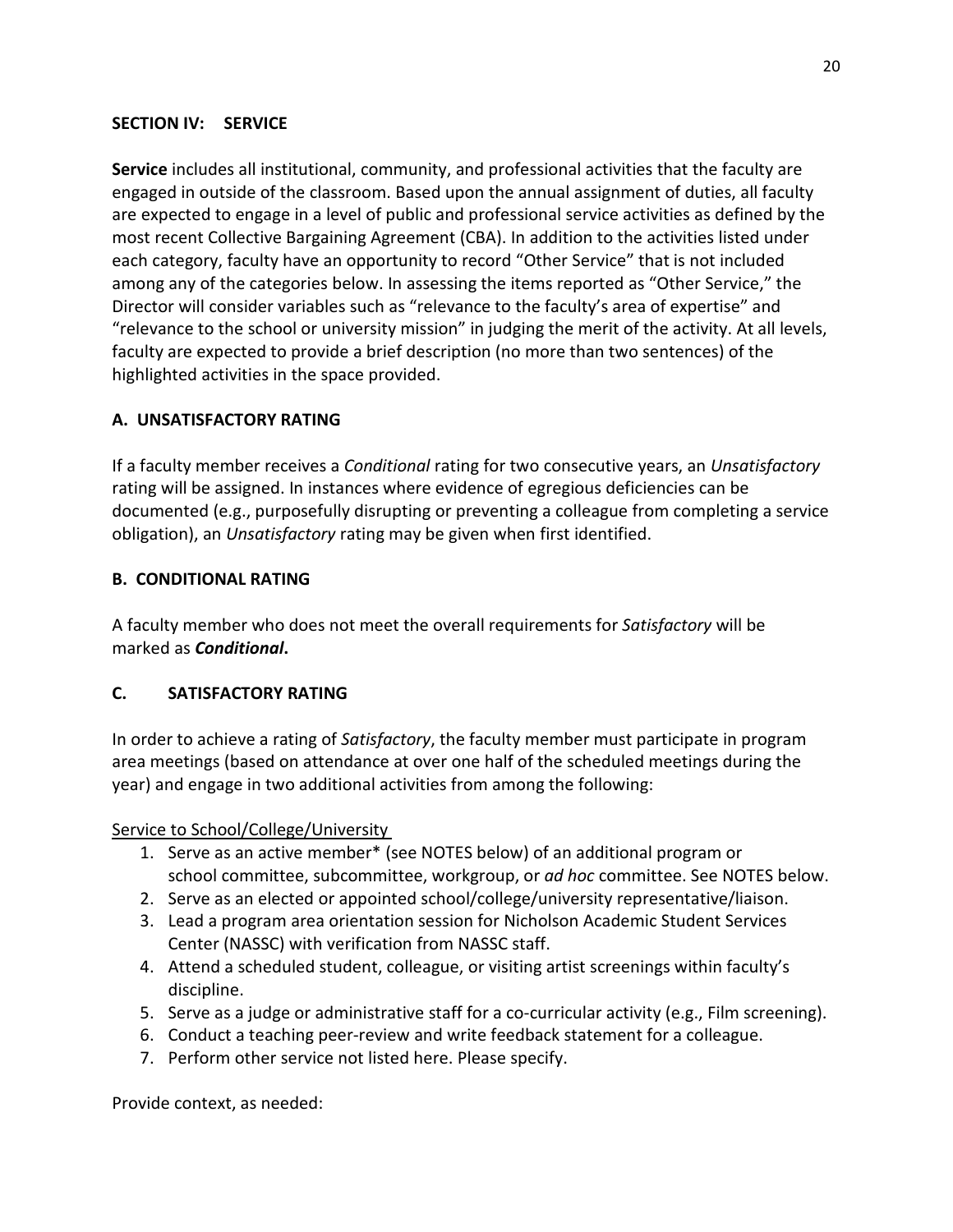## SECTION IV: SERVICE

**Service** includes all institutional, community, and professional activities that the faculty are engaged in outside of the classroom. Based upon the annual assignment of duties, all faculty are expected to engage in a level of public and professional service activities as defined by the most recent Collective Bargaining Agreement (CBA). In addition to the activities listed under each category, faculty have an opportunity to record "Other Service" that is not included among any of the categories below. In assessing the items reported as "Other Service," the Director will consider variables such as "relevance to the faculty's area of expertise" and "relevance to the school or university mission" in judging the merit of the activity. At all levels, faculty are expected to provide a brief description (no more than two sentences) of the highlighted activities in the space provided.

### A. UNSATISFACTORY RATING

If a faculty member receives a *Conditional* rating for two consecutive years, an *Unsatisfactory* rating will be assigned. In instances where evidence of egregious deficiencies can be documented (e.g., purposefully disrupting or preventing a colleague from completing a service obligation), an *Unsatisfactory* rating may be given when first identified.

### B. CONDITIONAL RATING

A faculty member who does not meet the overall requirements for *Satisfactory* will be marked as ***Conditional.***

### C. SATISFACTORY RATING

In order to achieve a rating of *Satisfactory*, the faculty member must participate in program area meetings (based on attendance at over one half of the scheduled meetings during the year) and engage in two additional activities from among the following:

<u>Service to School/College/University</u>

1. Serve as an active member* (see NOTES below) of an additional program or school committee, subcommittee, workgroup, or *ad hoc* committee. See NOTES below.
2. Serve as an elected or appointed school/college/university representative/liaison.
3. Lead a program area orientation session for Nicholson Academic Student Services Center (NASSC) with verification from NASSC staff.
4. Attend a scheduled student, colleague, or visiting artist screenings within faculty's discipline.
5. Serve as a judge or administrative staff for a co-curricular activity (e.g., Film screening).
6. Conduct a teaching peer-review and write feedback statement for a colleague.
7. Perform other service not listed here. Please specify.

Provide context, as needed: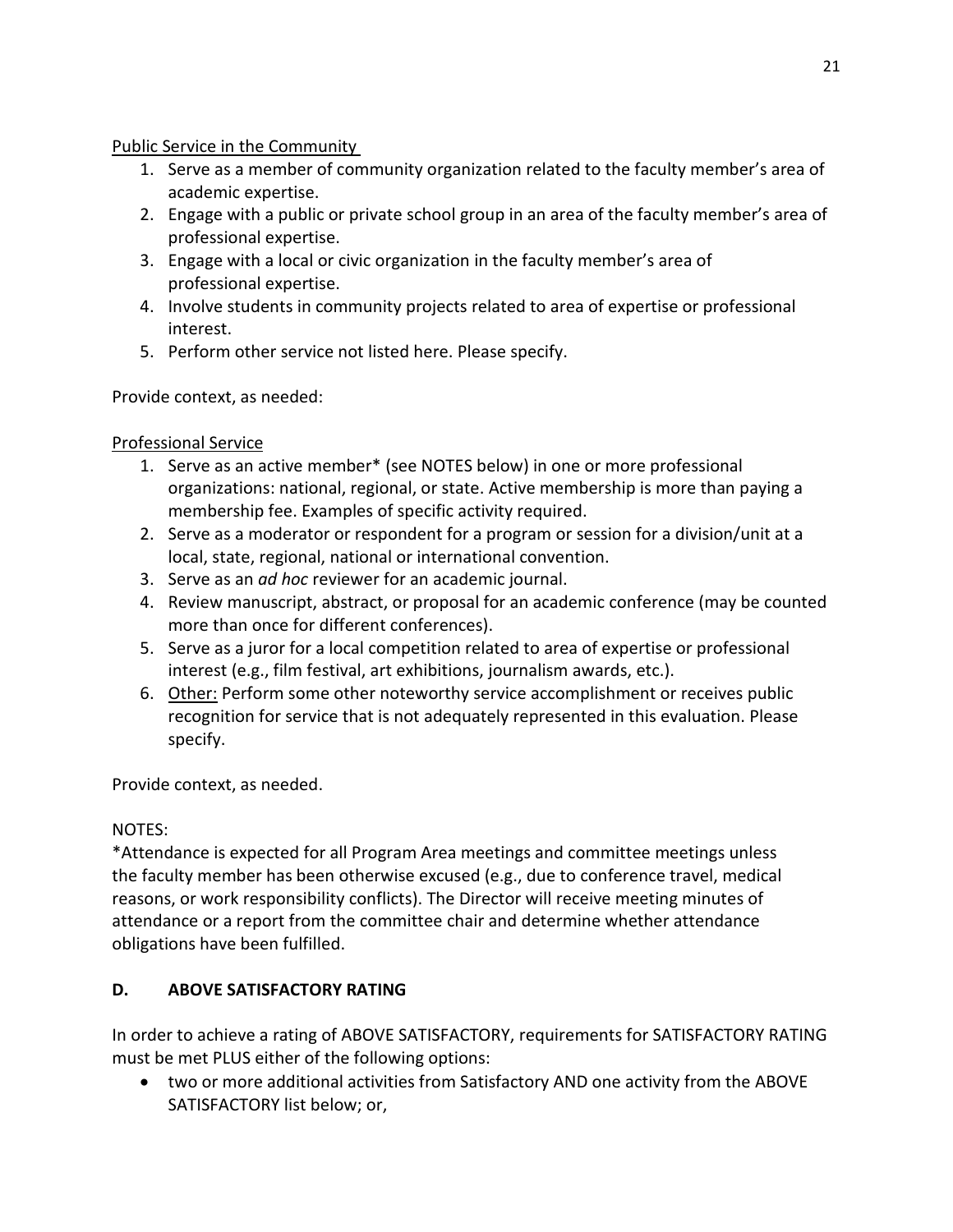<u>Public Service in the Community</u>

1. Serve as a member of community organization related to the faculty member's area of academic expertise.
2. Engage with a public or private school group in an area of the faculty member's area of professional expertise.
3. Engage with a local or civic organization in the faculty member's area of professional expertise.
4. Involve students in community projects related to area of expertise or professional interest.
5. Perform other service not listed here. Please specify.

Provide context, as needed:

<u>Professional Service</u>

1. Serve as an active member* (see NOTES below) in one or more professional organizations: national, regional, or state. Active membership is more than paying a membership fee. Examples of specific activity required.
2. Serve as a moderator or respondent for a program or session for a division/unit at a local, state, regional, national or international convention.
3. Serve as an *ad hoc* reviewer for an academic journal.
4. Review manuscript, abstract, or proposal for an academic conference (may be counted more than once for different conferences).
5. Serve as a juror for a local competition related to area of expertise or professional interest (e.g., film festival, art exhibitions, journalism awards, etc.).
6. <u>Other:</u> Perform some other noteworthy service accomplishment or receives public recognition for service that is not adequately represented in this evaluation. Please specify.

Provide context, as needed.

NOTES:

*Attendance is expected for all Program Area meetings and committee meetings unless the faculty member has been otherwise excused (e.g., due to conference travel, medical reasons, or work responsibility conflicts). The Director will receive meeting minutes of attendance or a report from the committee chair and determine whether attendance obligations have been fulfilled.

## D. ABOVE SATISFACTORY RATING

In order to achieve a rating of ABOVE SATISFACTORY, requirements for SATISFACTORY RATING must be met PLUS either of the following options:

- two or more additional activities from Satisfactory AND one activity from the ABOVE SATISFACTORY list below; or,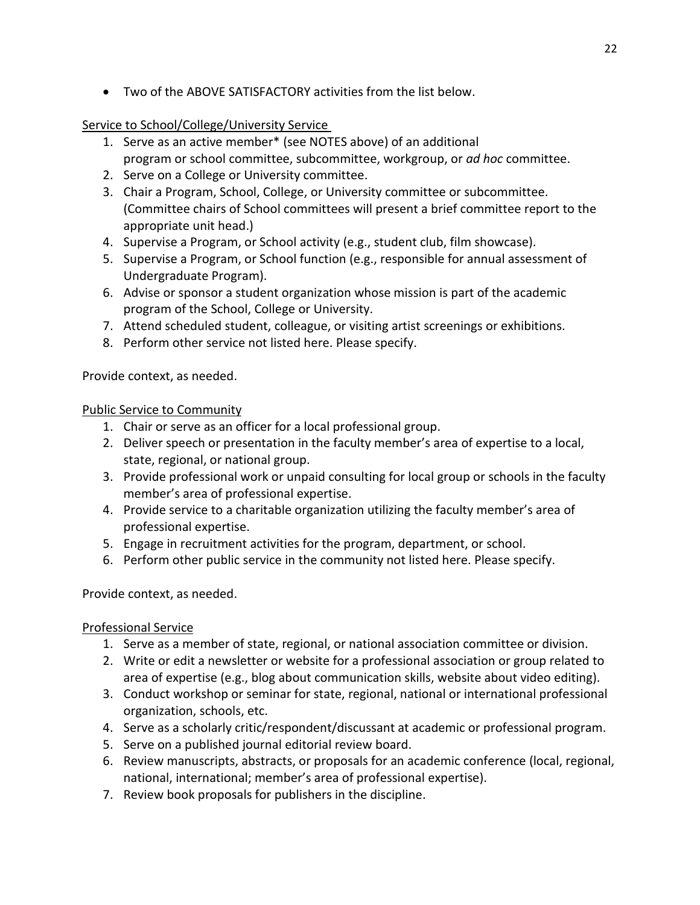- Two of the ABOVE SATISFACTORY activities from the list below.

Service to School/College/University Service

1. Serve as an active member* (see NOTES above) of an additional program or school committee, subcommittee, workgroup, or *ad hoc* committee.
2. Serve on a College or University committee.
3. Chair a Program, School, College, or University committee or subcommittee. (Committee chairs of School committees will present a brief committee report to the appropriate unit head.)
4. Supervise a Program, or School activity (e.g., student club, film showcase).
5. Supervise a Program, or School function (e.g., responsible for annual assessment of Undergraduate Program).
6. Advise or sponsor a student organization whose mission is part of the academic program of the School, College or University.
7. Attend scheduled student, colleague, or visiting artist screenings or exhibitions.
8. Perform other service not listed here. Please specify.

Provide context, as needed.

Public Service to Community

1. Chair or serve as an officer for a local professional group.
2. Deliver speech or presentation in the faculty member's area of expertise to a local, state, regional, or national group.
3. Provide professional work or unpaid consulting for local group or schools in the faculty member's area of professional expertise.
4. Provide service to a charitable organization utilizing the faculty member's area of professional expertise.
5. Engage in recruitment activities for the program, department, or school.
6. Perform other public service in the community not listed here. Please specify.

Provide context, as needed.

Professional Service

1. Serve as a member of state, regional, or national association committee or division.
2. Write or edit a newsletter or website for a professional association or group related to area of expertise (e.g., blog about communication skills, website about video editing).
3. Conduct workshop or seminar for state, regional, national or international professional organization, schools, etc.
4. Serve as a scholarly critic/respondent/discussant at academic or professional program.
5. Serve on a published journal editorial review board.
6. Review manuscripts, abstracts, or proposals for an academic conference (local, regional, national, international; member's area of professional expertise).
7. Review book proposals for publishers in the discipline.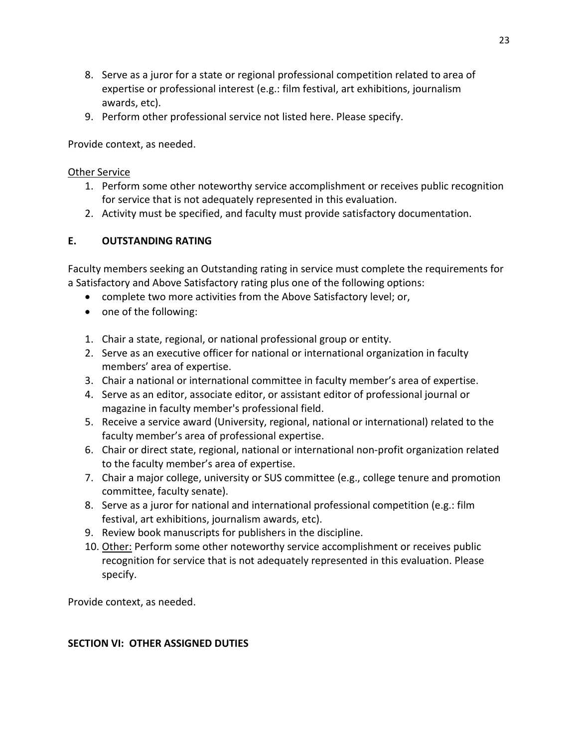8. Serve as a juror for a state or regional professional competition related to area of expertise or professional interest (e.g.: film festival, art exhibitions, journalism awards, etc).
9. Perform other professional service not listed here. Please specify.

Provide context, as needed.

<u>Other Service</u>

1. Perform some other noteworthy service accomplishment or receives public recognition for service that is not adequately represented in this evaluation.
2. Activity must be specified, and faculty must provide satisfactory documentation.

### E. OUTSTANDING RATING

Faculty members seeking an Outstanding rating in service must complete the requirements for a Satisfactory and Above Satisfactory rating plus one of the following options:

- complete two more activities from the Above Satisfactory level; or,
- one of the following:

1. Chair a state, regional, or national professional group or entity.
2. Serve as an executive officer for national or international organization in faculty members' area of expertise.
3. Chair a national or international committee in faculty member's area of expertise.
4. Serve as an editor, associate editor, or assistant editor of professional journal or magazine in faculty member's professional field.
5. Receive a service award (University, regional, national or international) related to the faculty member's area of professional expertise.
6. Chair or direct state, regional, national or international non-profit organization related to the faculty member's area of expertise.
7. Chair a major college, university or SUS committee (e.g., college tenure and promotion committee, faculty senate).
8. Serve as a juror for national and international professional competition (e.g.: film festival, art exhibitions, journalism awards, etc).
9. Review book manuscripts for publishers in the discipline.
10. <u>Other:</u> Perform some other noteworthy service accomplishment or receives public recognition for service that is not adequately represented in this evaluation. Please specify.

Provide context, as needed.

## SECTION VI: OTHER ASSIGNED DUTIES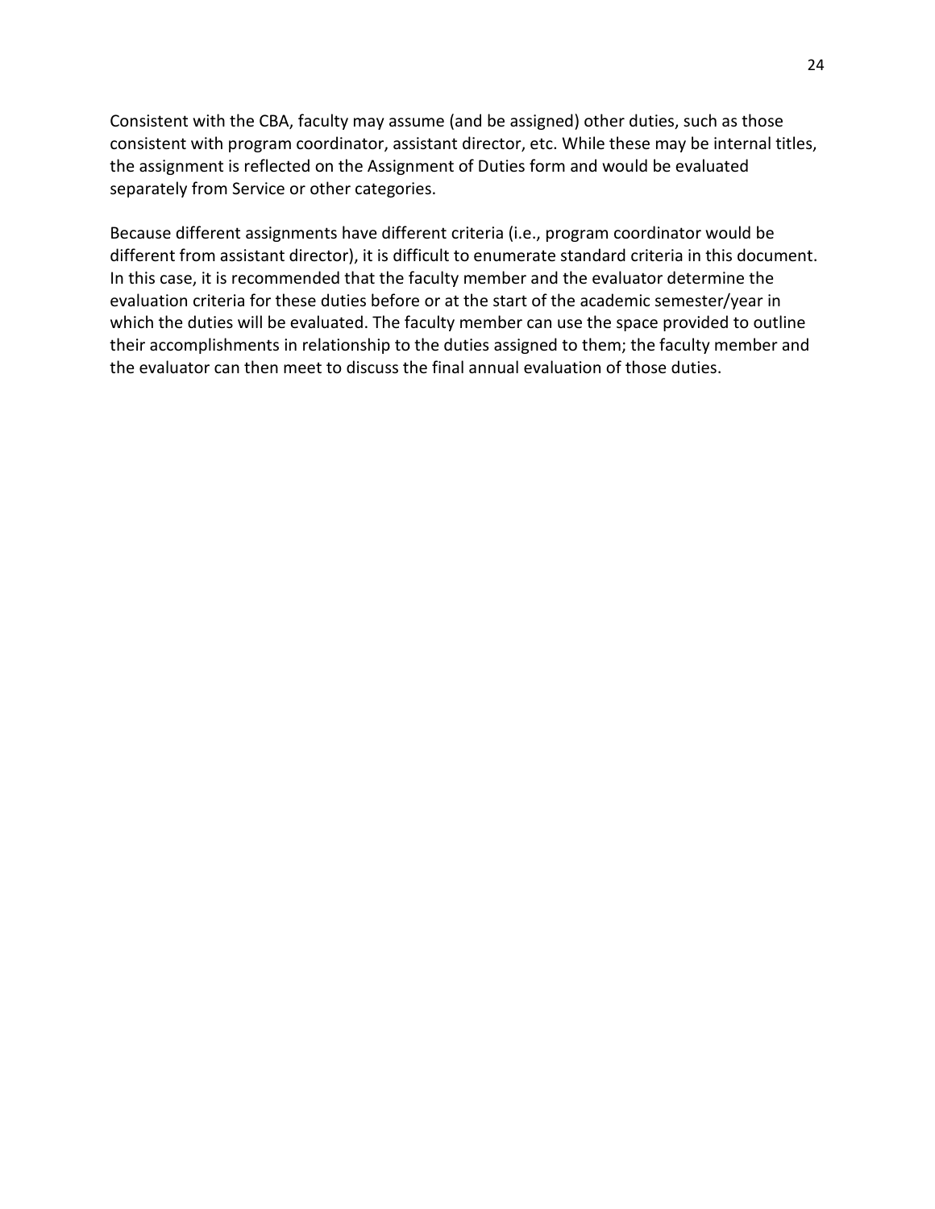Consistent with the CBA, faculty may assume (and be assigned) other duties, such as those consistent with program coordinator, assistant director, etc. While these may be internal titles, the assignment is reflected on the Assignment of Duties form and would be evaluated separately from Service or other categories.

Because different assignments have different criteria (i.e., program coordinator would be different from assistant director), it is difficult to enumerate standard criteria in this document. In this case, it is recommended that the faculty member and the evaluator determine the evaluation criteria for these duties before or at the start of the academic semester/year in which the duties will be evaluated. The faculty member can use the space provided to outline their accomplishments in relationship to the duties assigned to them; the faculty member and the evaluator can then meet to discuss the final annual evaluation of those duties.